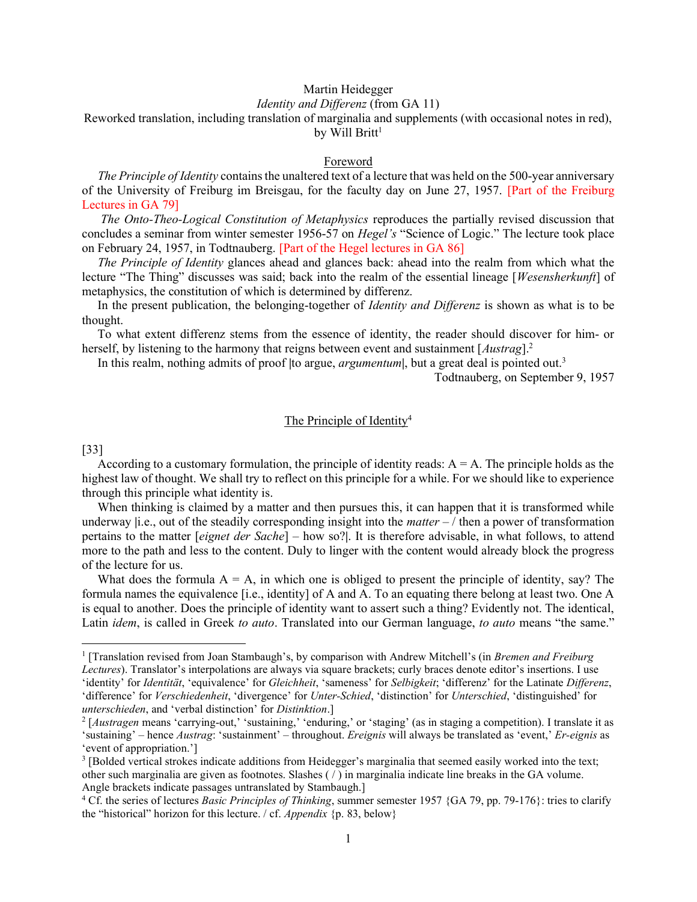Martin Heidegger

*Identity and Differenz* (from GA 11)

Reworked translation, including translation of marginalia and supplements (with occasional notes in red), by Will Britt[1]

## Foreword

*The Principle of Identity* contains the unaltered text of a lecture that was held on the 500-year anniversary of the University of Freiburg im Breisgau, for the faculty day on June 27, 1957. [Part of the Freiburg Lectures in GA 79]

*The Onto-Theo-Logical Constitution of Metaphysics* reproduces the partially revised discussion that concludes a seminar from winter semester 1956-57 on *Hegel's* "Science of Logic." The lecture took place on February 24, 1957, in Todtnauberg. [Part of the Hegel lectures in GA 86]

*The Principle of Identity* glances ahead and glances back: ahead into the realm from which what the lecture "The Thing" discusses was said; back into the realm of the essential lineage [*Wesensherkunft*] of metaphysics, the constitution of which is determined by differenz.

In the present publication, the belonging-together of *Identity and Differenz* is shown as what is to be thought.

To what extent differenz stems from the essence of identity, the reader should discover for him- or herself, by listening to the harmony that reigns between event and sustainment [*Austrag*].[2]

In this realm, nothing admits of proof |to argue, *argumentum*|, but a great deal is pointed out.[3]

Todtnauberg, on September 9, 1957

## The Principle of Identity[4]

[33]

According to a customary formulation, the principle of identity reads: A = A. The principle holds as the highest law of thought. We shall try to reflect on this principle for a while. For we should like to experience through this principle what identity is.

When thinking is claimed by a matter and then pursues this, it can happen that it is transformed while underway |i.e., out of the steadily corresponding insight into the *matter* – / then a power of transformation pertains to the matter [*eignet der Sache*] – how so?|. It is therefore advisable, in what follows, to attend more to the path and less to the content. Duly to linger with the content would already block the progress of the lecture for us.

What does the formula A = A, in which one is obliged to present the principle of identity, say? The formula names the equivalence [i.e., identity] of A and A. To an equating there belong at least two. One A is equal to another. Does the principle of identity want to assert such a thing? Evidently not. The identical, Latin *idem*, is called in Greek *to auto*. Translated into our German language, *to auto* means "the same."

---

[1] [Translation revised from Joan Stambaugh's, by comparison with Andrew Mitchell's (in *Bremen and Freiburg Lectures*). Translator's interpolations are always via square brackets; curly braces denote editor's insertions. I use 'identity' for *Identität*, 'equivalence' for *Gleichheit*, 'sameness' for *Selbigkeit*; 'differenz' for the Latinate *Differenz*, 'difference' for *Verschiedenheit*, 'divergence' for *Unter-Schied*, 'distinction' for *Unterschied*, 'distinguished' for *unterschieden*, and 'verbal distinction' for *Distinktion*.]

[2] [*Austragen* means 'carrying-out,' 'sustaining,' 'enduring,' or 'staging' (as in staging a competition). I translate it as 'sustaining' – hence *Austrag*: 'sustainment' – throughout. *Ereignis* will always be translated as 'event,' *Er-eignis* as 'event of appropriation.']

[3] [Bolded vertical strokes indicate additions from Heidegger's marginalia that seemed easily worked into the text; other such marginalia are given as footnotes. Slashes ( / ) in marginalia indicate line breaks in the GA volume. Angle brackets indicate passages untranslated by Stambaugh.]

[4] Cf. the series of lectures *Basic Principles of Thinking*, summer semester 1957 {GA 79, pp. 79-176}: tries to clarify the "historical" horizon for this lecture. / cf. *Appendix* {p. 83, below}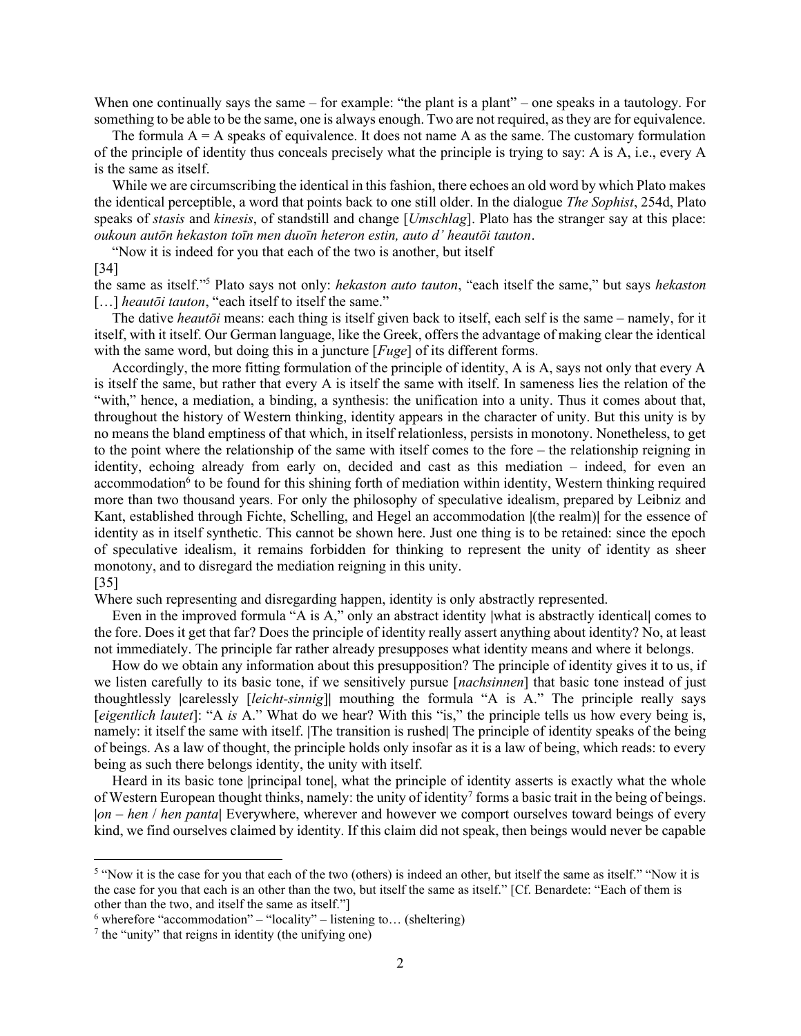When one continually says the same – for example: "the plant is a plant" – one speaks in a tautology. For something to be able to be the same, one is always enough. Two are not required, as they are for equivalence.

The formula A = A speaks of equivalence. It does not name A as the same. The customary formulation of the principle of identity thus conceals precisely what the principle is trying to say: A is A, i.e., every A is the same as itself.

While we are circumscribing the identical in this fashion, there echoes an old word by which Plato makes the identical perceptible, a word that points back to one still older. In the dialogue *The Sophist*, 254d, Plato speaks of *stasis* and *kinesis*, of standstill and change [*Umschlag*]. Plato has the stranger say at this place: *oukoun autōn hekaston toīn men duoīn heteron estin, auto d' heautōi tauton*.

"Now it is indeed for you that each of the two is another, but itself

[34]

the same as itself."[5] Plato says not only: *hekaston auto tauton*, "each itself the same," but says *hekaston* […] *heautōi tauton*, "each itself to itself the same."

The dative *heautōi* means: each thing is itself given back to itself, each self is the same – namely, for it itself, with it itself. Our German language, like the Greek, offers the advantage of making clear the identical with the same word, but doing this in a juncture [*Fuge*] of its different forms.

Accordingly, the more fitting formulation of the principle of identity, A is A, says not only that every A is itself the same, but rather that every A is itself the same with itself. In sameness lies the relation of the "with," hence, a mediation, a binding, a synthesis: the unification into a unity. Thus it comes about that, throughout the history of Western thinking, identity appears in the character of unity. But this unity is by no means the bland emptiness of that which, in itself relationless, persists in monotony. Nonetheless, to get to the point where the relationship of the same with itself comes to the fore – the relationship reigning in identity, echoing already from early on, decided and cast as this mediation – indeed, for even an accommodation[6] to be found for this shining forth of mediation within identity, Western thinking required more than two thousand years. For only the philosophy of speculative idealism, prepared by Leibniz and Kant, established through Fichte, Schelling, and Hegel an accommodation |(the realm)| for the essence of identity as in itself synthetic. This cannot be shown here. Just one thing is to be retained: since the epoch of speculative idealism, it remains forbidden for thinking to represent the unity of identity as sheer monotony, and to disregard the mediation reigning in this unity.

[35]

Where such representing and disregarding happen, identity is only abstractly represented.

Even in the improved formula "A is A," only an abstract identity |what is abstractly identical| comes to the fore. Does it get that far? Does the principle of identity really assert anything about identity? No, at least not immediately. The principle far rather already presupposes what identity means and where it belongs.

How do we obtain any information about this presupposition? The principle of identity gives it to us, if we listen carefully to its basic tone, if we sensitively pursue [*nachsinnen*] that basic tone instead of just thoughtlessly |carelessly [*leicht-sinnig*]| mouthing the formula "A is A." The principle really says [*eigentlich lautet*]: "A *is* A." What do we hear? With this "is," the principle tells us how every being is, namely: it itself the same with itself. |The transition is rushed| The principle of identity speaks of the being of beings. As a law of thought, the principle holds only insofar as it is a law of being, which reads: to every being as such there belongs identity, the unity with itself.

Heard in its basic tone |principal tone|, what the principle of identity asserts is exactly what the whole of Western European thought thinks, namely: the unity of identity[7] forms a basic trait in the being of beings. |*on* – *hen* / *hen panta*| Everywhere, wherever and however we comport ourselves toward beings of every kind, we find ourselves claimed by identity. If this claim did not speak, then beings would never be capable

---

[5] "Now it is the case for you that each of the two (others) is indeed an other, but itself the same as itself." "Now it is the case for you that each is an other than the two, but itself the same as itself." [Cf. Benardete: "Each of them is other than the two, and itself the same as itself."]

[6] wherefore "accommodation" – "locality" – listening to… (sheltering)

[7] the "unity" that reigns in identity (the unifying one)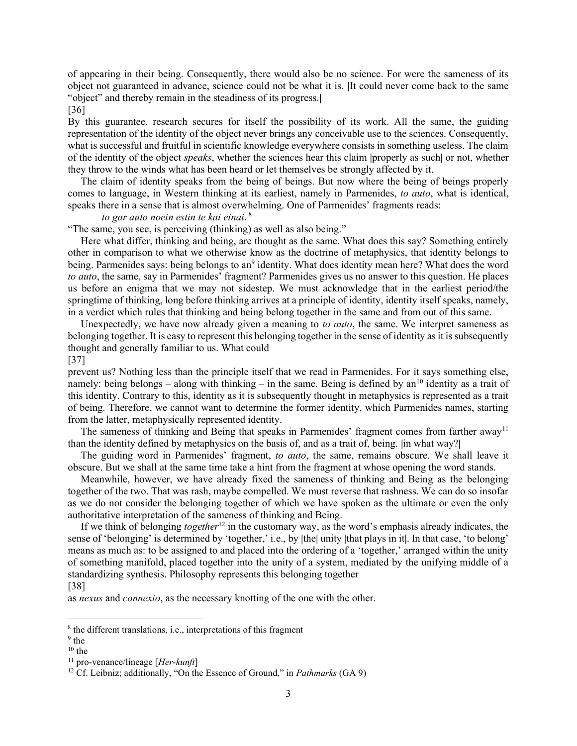of appearing in their being. Consequently, there would also be no science. For were the sameness of its object not guaranteed in advance, science could not be what it is. |It could never come back to the same "object" and thereby remain in the steadiness of its progress.|

[36]

By this guarantee, research secures for itself the possibility of its work. All the same, the guiding representation of the identity of the object never brings any conceivable use to the sciences. Consequently, what is successful and fruitful in scientific knowledge everywhere consists in something useless. The claim of the identity of the object *speaks*, whether the sciences hear this claim |properly as such| or not, whether they throw to the winds what has been heard or let themselves be strongly affected by it.

The claim of identity speaks from the being of beings. But now where the being of beings properly comes to language, in Western thinking at its earliest, namely in Parmenides, *to auto*, what is identical, speaks there in a sense that is almost overwhelming. One of Parmenides' fragments reads:

*to gar auto noein estin te kai einai*.[8]

"The same, you see, is perceiving (thinking) as well as also being."

Here what differ, thinking and being, are thought as the same. What does this say? Something entirely other in comparison to what we otherwise know as the doctrine of metaphysics, that identity belongs to being. Parmenides says: being belongs to an[9] identity. What does identity mean here? What does the word *to auto*, the same, say in Parmenides' fragment? Parmenides gives us no answer to this question. He places us before an enigma that we may not sidestep. We must acknowledge that in the earliest period/the springtime of thinking, long before thinking arrives at a principle of identity, identity itself speaks, namely, in a verdict which rules that thinking and being belong together in the same and from out of this same.

Unexpectedly, we have now already given a meaning to *to auto*, the same. We interpret sameness as belonging together. It is easy to represent this belonging together in the sense of identity as it is subsequently thought and generally familiar to us. What could

[37]

prevent us? Nothing less than the principle itself that we read in Parmenides. For it says something else, namely: being belongs – along with thinking – in the same. Being is defined by an[10] identity as a trait of this identity. Contrary to this, identity as it is subsequently thought in metaphysics is represented as a trait of being. Therefore, we cannot want to determine the former identity, which Parmenides names, starting from the latter, metaphysically represented identity.

The sameness of thinking and Being that speaks in Parmenides' fragment comes from farther away[11] than the identity defined by metaphysics on the basis of, and as a trait of, being. |in what way?|

The guiding word in Parmenides' fragment, *to auto*, the same, remains obscure. We shall leave it obscure. But we shall at the same time take a hint from the fragment at whose opening the word stands.

Meanwhile, however, we have already fixed the sameness of thinking and Being as the belonging together of the two. That was rash, maybe compelled. We must reverse that rashness. We can do so insofar as we do not consider the belonging together of which we have spoken as the ultimate or even the only authoritative interpretation of the sameness of thinking and Being.

If we think of belonging *together*[12] in the customary way, as the word's emphasis already indicates, the sense of 'belonging' is determined by 'together,' i.e., by |the| unity |that plays in it|. In that case, 'to belong' means as much as: to be assigned to and placed into the ordering of a 'together,' arranged within the unity of something manifold, placed together into the unity of a system, mediated by the unifying middle of a standardizing synthesis. Philosophy represents this belonging together

[38]

as *nexus* and *connexio*, as the necessary knotting of the one with the other.

---

[8] the different translations, i.e., interpretations of this fragment

[9] the

[10] the

[11] pro-venance/lineage [*Her-kunft*]

[12] Cf. Leibniz; additionally, "On the Essence of Ground," in *Pathmarks* (GA 9)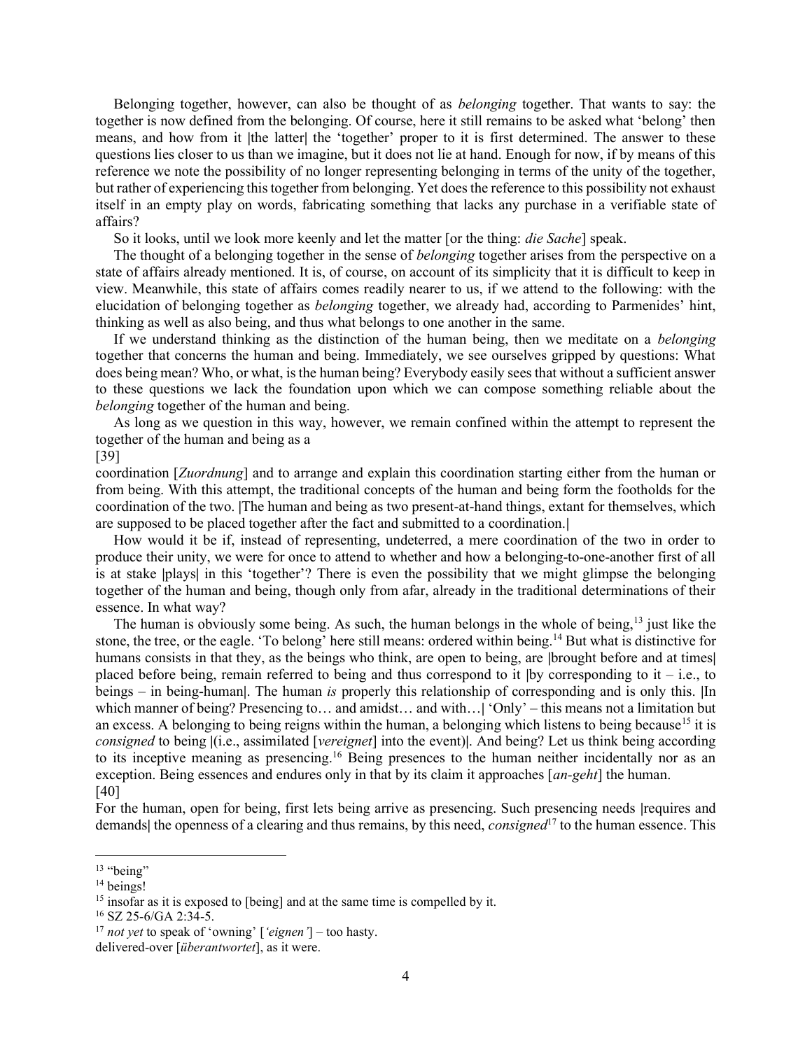Belonging together, however, can also be thought of as *belonging* together. That wants to say: the together is now defined from the belonging. Of course, here it still remains to be asked what 'belong' then means, and how from it |the latter| the 'together' proper to it is first determined. The answer to these questions lies closer to us than we imagine, but it does not lie at hand. Enough for now, if by means of this reference we note the possibility of no longer representing belonging in terms of the unity of the together, but rather of experiencing this together from belonging. Yet does the reference to this possibility not exhaust itself in an empty play on words, fabricating something that lacks any purchase in a verifiable state of affairs?

So it looks, until we look more keenly and let the matter [or the thing: *die Sache*] speak.

The thought of a belonging together in the sense of *belonging* together arises from the perspective on a state of affairs already mentioned. It is, of course, on account of its simplicity that it is difficult to keep in view. Meanwhile, this state of affairs comes readily nearer to us, if we attend to the following: with the elucidation of belonging together as *belonging* together, we already had, according to Parmenides' hint, thinking as well as also being, and thus what belongs to one another in the same.

If we understand thinking as the distinction of the human being, then we meditate on a *belonging* together that concerns the human and being. Immediately, we see ourselves gripped by questions: What does being mean? Who, or what, is the human being? Everybody easily sees that without a sufficient answer to these questions we lack the foundation upon which we can compose something reliable about the *belonging* together of the human and being.

As long as we question in this way, however, we remain confined within the attempt to represent the together of the human and being as a

[39]

coordination [*Zuordnung*] and to arrange and explain this coordination starting either from the human or from being. With this attempt, the traditional concepts of the human and being form the footholds for the coordination of the two. |The human and being as two present-at-hand things, extant for themselves, which are supposed to be placed together after the fact and submitted to a coordination.|

How would it be if, instead of representing, undeterred, a mere coordination of the two in order to produce their unity, we were for once to attend to whether and how a belonging-to-one-another first of all is at stake |plays| in this 'together'? There is even the possibility that we might glimpse the belonging together of the human and being, though only from afar, already in the traditional determinations of their essence. In what way?

The human is obviously some being. As such, the human belongs in the whole of being,[13] just like the stone, the tree, or the eagle. 'To belong' here still means: ordered within being.[14] But what is distinctive for humans consists in that they, as the beings who think, are open to being, are |brought before and at times| placed before being, remain referred to being and thus correspond to it |by corresponding to it – i.e., to beings – in being-human|. The human *is* properly this relationship of corresponding and is only this. |In which manner of being? Presencing to… and amidst… and with…| 'Only' – this means not a limitation but an excess. A belonging to being reigns within the human, a belonging which listens to being because[15] it is *consigned* to being |(i.e., assimilated [*vereignet*] into the event)|. And being? Let us think being according to its inceptive meaning as presencing.[16] Being presences to the human neither incidentally nor as an exception. Being essences and endures only in that by its claim it approaches [*an-geht*] the human.

[40]

For the human, open for being, first lets being arrive as presencing. Such presencing needs |requires and demands| the openness of a clearing and thus remains, by this need, *consigned*[17] to the human essence. This

---

[13] "being"

[14] beings!

[15] insofar as it is exposed to [being] and at the same time is compelled by it.

[16] SZ 25-6/GA 2:34-5.

[17] *not yet* to speak of 'owning' [*'eignen'*] – too hasty.
delivered-over [*überantwortet*], as it were.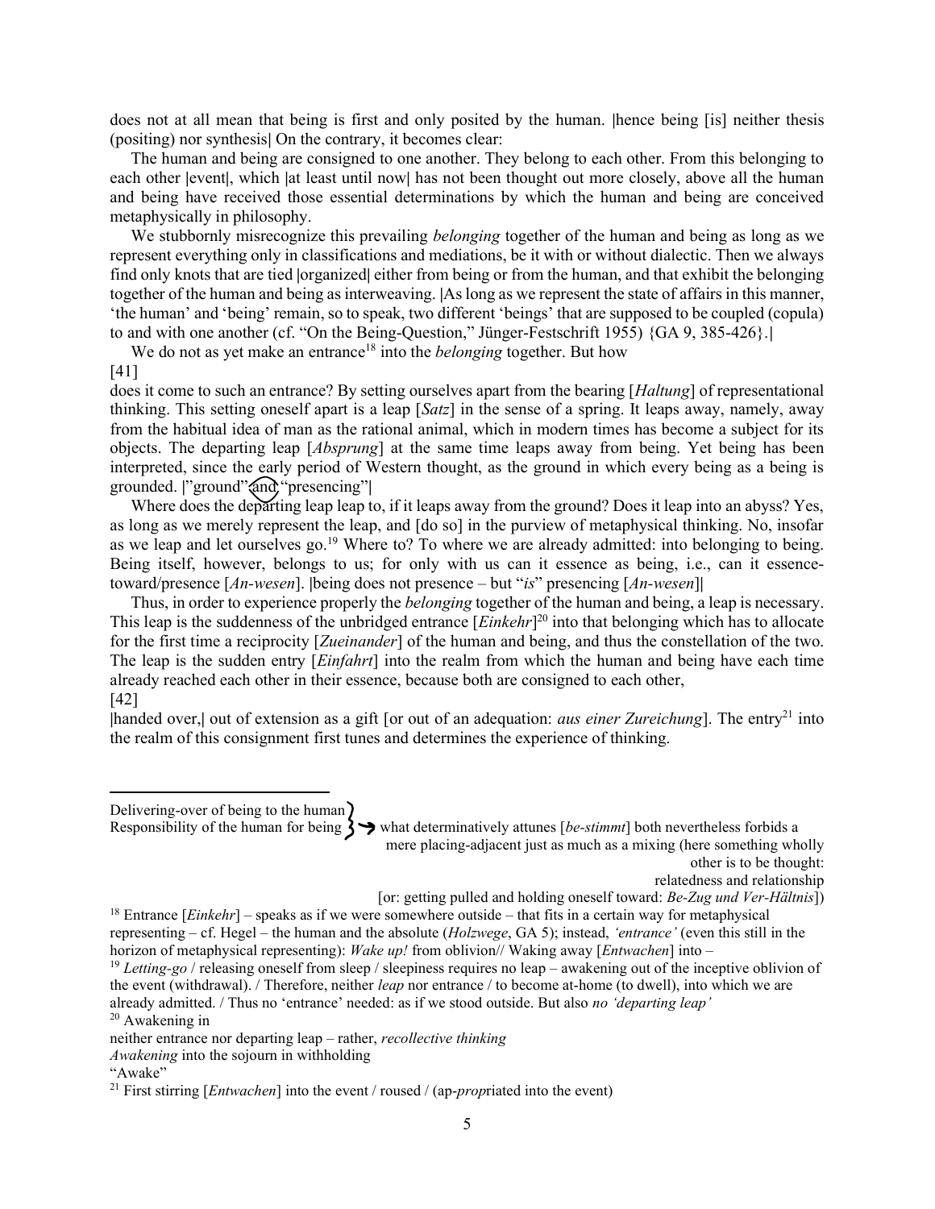does not at all mean that being is first and only posited by the human. |hence being [is] neither thesis (positing) nor synthesis| On the contrary, it becomes clear:

The human and being are consigned to one another. They belong to each other. From this belonging to each other |event|, which |at least until now| has not been thought out more closely, above all the human and being have received those essential determinations by which the human and being are conceived metaphysically in philosophy.

We stubbornly misrecognize this prevailing *belonging* together of the human and being as long as we represent everything only in classifications and mediations, be it with or without dialectic. Then we always find only knots that are tied |organized| either from being or from the human, and that exhibit the belonging together of the human and being as interweaving. |As long as we represent the state of affairs in this manner, 'the human' and 'being' remain, so to speak, two different 'beings' that are supposed to be coupled (copula) to and with one another (cf. "On the Being-Question," Jünger-Festschrift 1955) {GA 9, 385-426}.|

We do not as yet make an entrance[18] into the *belonging* together. But how

[41]

does it come to such an entrance? By setting ourselves apart from the bearing [*Haltung*] of representational thinking. This setting oneself apart is a leap [*Satz*] in the sense of a spring. It leaps away, namely, away from the habitual idea of man as the rational animal, which in modern times has become a subject for its objects. The departing leap [*Absprung*] at the same time leaps away from being. Yet being has been interpreted, since the early period of Western thought, as the ground in which every being as a being is grounded. |"ground" and "presencing"|

Where does the departing leap leap to, if it leaps away from the ground? Does it leap into an abyss? Yes, as long as we merely represent the leap, and [do so] in the purview of metaphysical thinking. No, insofar as we leap and let ourselves go.[19] Where to? To where we are already admitted: into belonging to being. Being itself, however, belongs to us; for only with us can it essence as being, i.e., can it essence-toward/presence [*An-wesen*]. |being does not presence – but "*is*" presencing [*An-wesen*]|

Thus, in order to experience properly the *belonging* together of the human and being, a leap is necessary. This leap is the suddenness of the unbridged entrance [*Einkehr*][20] into that belonging which has to allocate for the first time a reciprocity [*Zueinander*] of the human and being, and thus the constellation of the two. The leap is the sudden entry [*Einfahrt*] into the realm from which the human and being have each time already reached each other in their essence, because both are consigned to each other,

[42]

|handed over,| out of extension as a gift [or out of an adequation: *aus einer Zureichung*]. The entry[21] into the realm of this consignment first tunes and determines the experience of thinking.

---

Delivering-over of being to the human
Responsibility of the human for being } → what determinatively attunes [*be-stimmt*] both nevertheless forbids a mere placing-adjacent just as much as a mixing (here something wholly other is to be thought: relatedness and relationship [or: getting pulled and holding oneself toward: *Be-Zug und Ver-Hältnis*])

[18] Entrance [*Einkehr*] – speaks as if we were somewhere outside – that fits in a certain way for metaphysical representing – cf. Hegel – the human and the absolute (*Holzwege*, GA 5); instead, *'entrance'* (even this still in the horizon of metaphysical representing): *Wake up!* from oblivion// Waking away [*Entwachen*] into –

[19] *Letting-go* / releasing oneself from sleep / sleepiness requires no leap – awakening out of the inceptive oblivion of the event (withdrawal). / Therefore, neither *leap* nor entrance / to become at-home (to dwell), into which we are already admitted. / Thus no 'entrance' needed: as if we stood outside. But also *no 'departing leap'*

[20] Awakening in
neither entrance nor departing leap – rather, *recollective thinking*
*Awakening* into the sojourn in withholding
"Awake"

[21] First stirring [*Entwachen*] into the event / roused / (ap-*prop*riated into the event)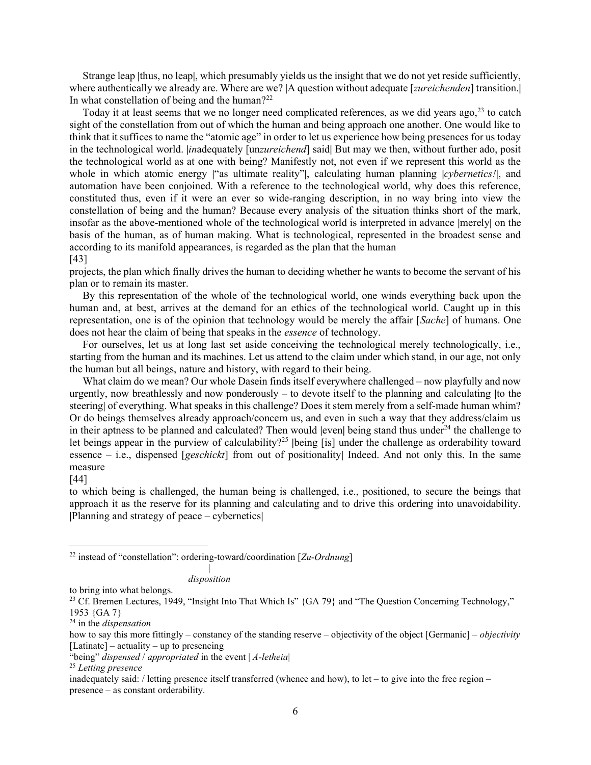Strange leap |thus, no leap|, which presumably yields us the insight that we do not yet reside sufficiently, where authentically we already are. Where are we? |A question without adequate [*zureichenden*] transition.| In what constellation of being and the human?[22]

Today it at least seems that we no longer need complicated references, as we did years ago,[23] to catch sight of the constellation from out of which the human and being approach one another. One would like to think that it suffices to name the "atomic age" in order to let us experience how being presences for us today in the technological world. |*in*adequately [un*zureichend*] said| But may we then, without further ado, posit the technological world as at one with being? Manifestly not, not even if we represent this world as the whole in which atomic energy |"as ultimate reality"|, calculating human planning |*cybernetics!*|, and automation have been conjoined. With a reference to the technological world, why does this reference, constituted thus, even if it were an ever so wide-ranging description, in no way bring into view the constellation of being and the human? Because every analysis of the situation thinks short of the mark, insofar as the above-mentioned whole of the technological world is interpreted in advance |merely| on the basis of the human, as of human making. What is technological, represented in the broadest sense and according to its manifold appearances, is regarded as the plan that the human

[43]

projects, the plan which finally drives the human to deciding whether he wants to become the servant of his plan or to remain its master.

By this representation of the whole of the technological world, one winds everything back upon the human and, at best, arrives at the demand for an ethics of the technological world. Caught up in this representation, one is of the opinion that technology would be merely the affair [*Sache*] of humans. One does not hear the claim of being that speaks in the *essence* of technology.

For ourselves, let us at long last set aside conceiving the technological merely technologically, i.e., starting from the human and its machines. Let us attend to the claim under which stand, in our age, not only the human but all beings, nature and history, with regard to their being.

What claim do we mean? Our whole Dasein finds itself everywhere challenged – now playfully and now urgently, now breathlessly and now ponderously – to devote itself to the planning and calculating |to the steering| of everything. What speaks in this challenge? Does it stem merely from a self-made human whim? Or do beings themselves already approach/concern us, and even in such a way that they address/claim us in their aptness to be planned and calculated? Then would |even| being stand thus under[24] the challenge to let beings appear in the purview of calculability?[25] |being [is] under the challenge as orderability toward essence – i.e., dispensed [*geschickt*] from out of positionality| Indeed. And not only this. In the same measure

[44]

to which being is challenged, the human being is challenged, i.e., positioned, to secure the beings that approach it as the reserve for its planning and calculating and to drive this ordering into unavoidability. |Planning and strategy of peace – cybernetics|

---

[22] instead of "constellation": ordering-toward/coordination [*Zu-Ordnung*]
|
*disposition*
to bring into what belongs.

[23] Cf. Bremen Lectures, 1949, "Insight Into That Which Is" {GA 79} and "The Question Concerning Technology," 1953 {GA 7}

[24] in the *dispensation*
how to say this more fittingly – constancy of the standing reserve – objectivity of the object [Germanic] – *objectivity* [Latinate] – actuality – up to presencing
"being" *dispensed* / *appropriated* in the event | *A-letheia*|

[25] *Letting presence*
inadequately said: / letting presence itself transferred (whence and how), to let – to give into the free region – presence – as constant orderability.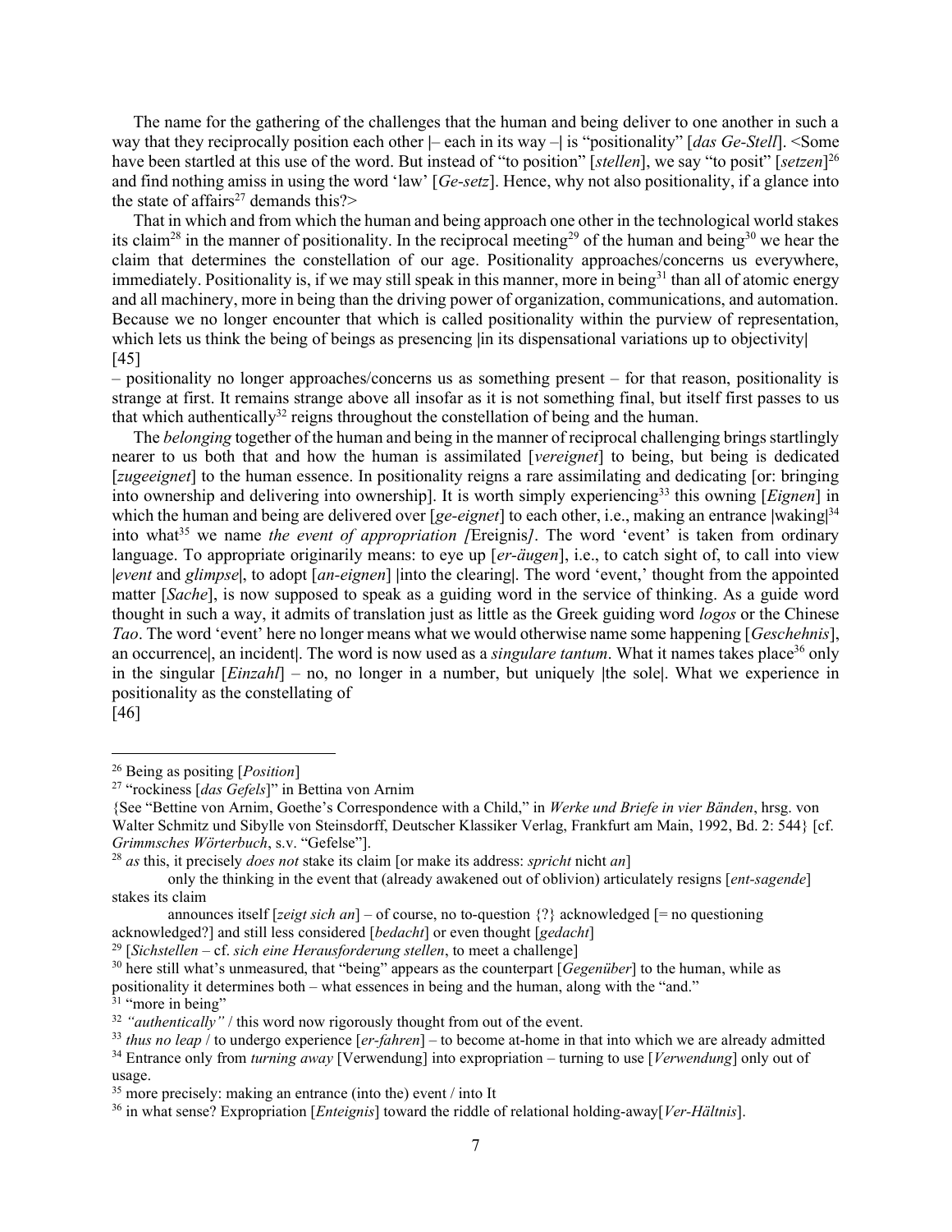The name for the gathering of the challenges that the human and being deliver to one another in such a way that they reciprocally position each other |– each in its way –| is "positionality" [*das Ge-Stell*]. <Some have been startled at this use of the word. But instead of "to position" [*stellen*], we say "to posit" [*setzen*][26] and find nothing amiss in using the word 'law' [*Ge-setz*]. Hence, why not also positionality, if a glance into the state of affairs[27] demands this?>

That in which and from which the human and being approach one other in the technological world stakes its claim[28] in the manner of positionality. In the reciprocal meeting[29] of the human and being[30] we hear the claim that determines the constellation of our age. Positionality approaches/concerns us everywhere, immediately. Positionality is, if we may still speak in this manner, more in being[31] than all of atomic energy and all machinery, more in being than the driving power of organization, communications, and automation. Because we no longer encounter that which is called positionality within the purview of representation, which lets us think the being of beings as presencing |in its dispensational variations up to objectivity|
[45]
– positionality no longer approaches/concerns us as something present – for that reason, positionality is strange at first. It remains strange above all insofar as it is not something final, but itself first passes to us that which authentically[32] reigns throughout the constellation of being and the human.

The *belonging* together of the human and being in the manner of reciprocal challenging brings startlingly nearer to us both that and how the human is assimilated [*vereignet*] to being, but being is dedicated [*zugeeignet*] to the human essence. In positionality reigns a rare assimilating and dedicating [or: bringing into ownership and delivering into ownership]. It is worth simply experiencing[33] this owning [*Eignen*] in which the human and being are delivered over [*ge-eignet*] to each other, i.e., making an entrance |waking|[34] into what[35] we name *the event of appropriation [*Ereignis*]*. The word 'event' is taken from ordinary language. To appropriate originarily means: to eye up [*er-äugen*], i.e., to catch sight of, to call into view |*event* and *glimpse*|, to adopt [*an-eignen*] |into the clearing|. The word 'event,' thought from the appointed matter [*Sache*], is now supposed to speak as a guiding word in the service of thinking. As a guide word thought in such a way, it admits of translation just as little as the Greek guiding word *logos* or the Chinese *Tao*. The word 'event' here no longer means what we would otherwise name some happening [*Geschehnis*], an occurrence|, an incident|. The word is now used as a *singulare tantum*. What it names takes place[36] only in the singular [*Einzahl*] – no, no longer in a number, but uniquely |the sole|. What we experience in positionality as the constellating of
[46]

---

[26] Being as positing [*Position*]

[27] "rockiness [*das Gefels*]" in Bettina von Arnim
{See "Bettine von Arnim, Goethe's Correspondence with a Child," in *Werke und Briefe in vier Bänden*, hrsg. von Walter Schmitz und Sibylle von Steinsdorff, Deutscher Klassiker Verlag, Frankfurt am Main, 1992, Bd. 2: 544} [cf. *Grimmsches Wörterbuch*, s.v. "Gefelse"].

[28] *as* this, it precisely *does not* stake its claim [or make its address: *spricht* nicht *an*]
only the thinking in the event that (already awakened out of oblivion) articulately resigns [*ent-sagende*] stakes its claim
announces itself [*zeigt sich an*] – of course, no to-question {?} acknowledged [= no questioning acknowledged?] and still less considered [*bedacht*] or even thought [*gedacht*]

[29] [*Sichstellen* – cf. *sich eine Herausforderung stellen*, to meet a challenge]

[30] here still what's unmeasured, that "being" appears as the counterpart [*Gegenüber*] to the human, while as positionality it determines both – what essences in being and the human, along with the "and."

[31] "more in being"

[32] *"authentically"* / this word now rigorously thought from out of the event.

[33] *thus no leap* / to undergo experience [*er-fahren*] – to become at-home in that into which we are already admitted

[34] Entrance only from *turning away* [Verwendung] into expropriation – turning to use [*Verwendung*] only out of usage.

[35] more precisely: making an entrance (into the) event / into It

[36] in what sense? Expropriation [*Enteignis*] toward the riddle of relational holding-away[*Ver-Hältnis*].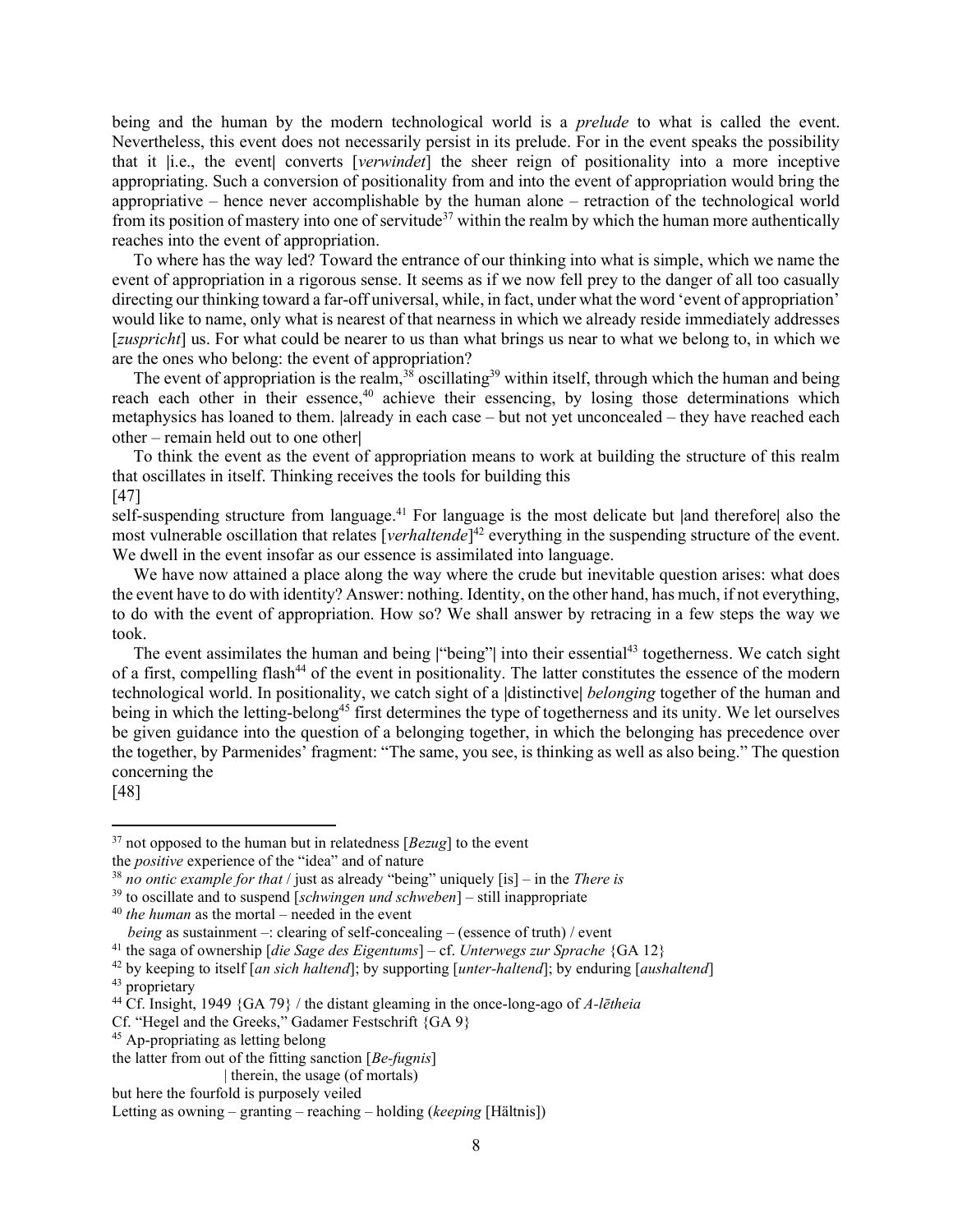being and the human by the modern technological world is a *prelude* to what is called the event. Nevertheless, this event does not necessarily persist in its prelude. For in the event speaks the possibility that it |i.e., the event| converts [*verwindet*] the sheer reign of positionality into a more inceptive appropriating. Such a conversion of positionality from and into the event of appropriation would bring the appropriative – hence never accomplishable by the human alone – retraction of the technological world from its position of mastery into one of servitude[37] within the realm by which the human more authentically reaches into the event of appropriation.

To where has the way led? Toward the entrance of our thinking into what is simple, which we name the event of appropriation in a rigorous sense. It seems as if we now fell prey to the danger of all too casually directing our thinking toward a far-off universal, while, in fact, under what the word 'event of appropriation' would like to name, only what is nearest of that nearness in which we already reside immediately addresses [*zuspricht*] us. For what could be nearer to us than what brings us near to what we belong to, in which we are the ones who belong: the event of appropriation?

The event of appropriation is the realm,[38] oscillating[39] within itself, through which the human and being reach each other in their essence,[40] achieve their essencing, by losing those determinations which metaphysics has loaned to them. |already in each case – but not yet unconcealed – they have reached each other – remain held out to one other|

To think the event as the event of appropriation means to work at building the structure of this realm that oscillates in itself. Thinking receives the tools for building this

[47]

self-suspending structure from language.[41] For language is the most delicate but |and therefore| also the most vulnerable oscillation that relates [*verhaltende*][42] everything in the suspending structure of the event. We dwell in the event insofar as our essence is assimilated into language.

We have now attained a place along the way where the crude but inevitable question arises: what does the event have to do with identity? Answer: nothing. Identity, on the other hand, has much, if not everything, to do with the event of appropriation. How so? We shall answer by retracing in a few steps the way we took.

The event assimilates the human and being |"being"| into their essential[43] togetherness. We catch sight of a first, compelling flash[44] of the event in positionality. The latter constitutes the essence of the modern technological world. In positionality, we catch sight of a |distinctive| *belonging* together of the human and being in which the letting-belong[45] first determines the type of togetherness and its unity. We let ourselves be given guidance into the question of a belonging together, in which the belonging has precedence over the together, by Parmenides' fragment: "The same, you see, is thinking as well as also being." The question concerning the

[48]

---

[37] not opposed to the human but in relatedness [*Bezug*] to the event
the *positive* experience of the "idea" and of nature

[38] *no ontic example for that* / just as already "being" uniquely [is] – in the *There is*

[39] to oscillate and to suspend [*schwingen und schweben*] – still inappropriate

[40] *the human* as the mortal – needed in the event
*being* as sustainment –: clearing of self-concealing – (essence of truth) / event

[41] the saga of ownership [*die Sage des Eigentums*] – cf. *Unterwegs zur Sprache* {GA 12}

[42] by keeping to itself [*an sich haltend*]; by supporting [*unter-haltend*]; by enduring [*aushaltend*]

[43] proprietary

[44] Cf. Insight, 1949 {GA 79} / the distant gleaming in the once-long-ago of *A-lētheia*
Cf. "Hegel and the Greeks," Gadamer Festschrift {GA 9}

[45] Ap-propriating as letting belong
the latter from out of the fitting sanction [*Be-fugnis*]
| therein, the usage (of mortals)
but here the fourfold is purposely veiled
Letting as owning – granting – reaching – holding (*keeping* [Hältnis])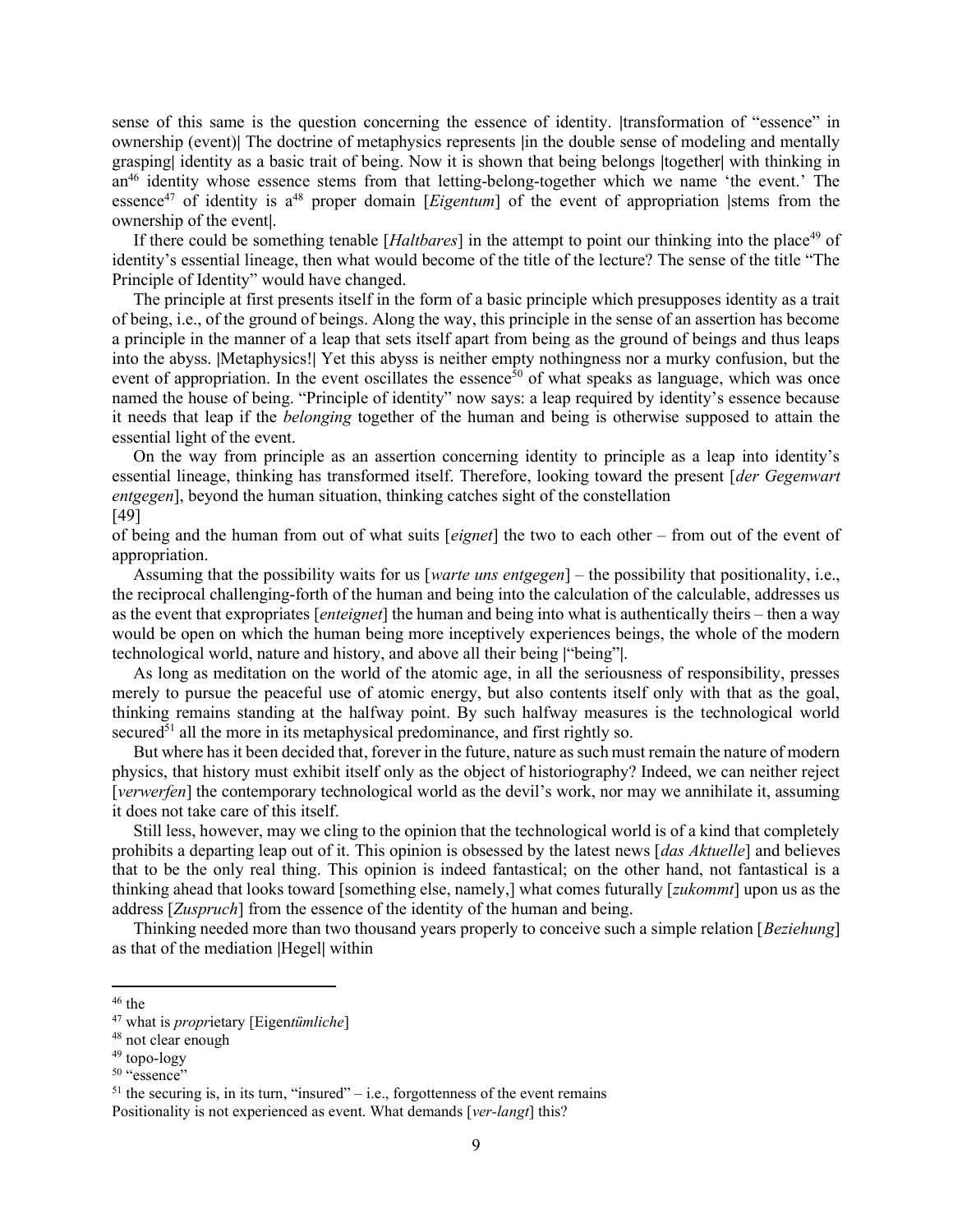sense of this same is the question concerning the essence of identity. |transformation of "essence" in ownership (event)| The doctrine of metaphysics represents |in the double sense of modeling and mentally grasping| identity as a basic trait of being. Now it is shown that being belongs |together| with thinking in an[46] identity whose essence stems from that letting-belong-together which we name 'the event.' The essence[47] of identity is a[48] proper domain [*Eigentum*] of the event of appropriation |stems from the ownership of the event|.

If there could be something tenable [*Haltbares*] in the attempt to point our thinking into the place[49] of identity's essential lineage, then what would become of the title of the lecture? The sense of the title "The Principle of Identity" would have changed.

The principle at first presents itself in the form of a basic principle which presupposes identity as a trait of being, i.e., of the ground of beings. Along the way, this principle in the sense of an assertion has become a principle in the manner of a leap that sets itself apart from being as the ground of beings and thus leaps into the abyss. |Metaphysics!| Yet this abyss is neither empty nothingness nor a murky confusion, but the event of appropriation. In the event oscillates the essence[50] of what speaks as language, which was once named the house of being. "Principle of identity" now says: a leap required by identity's essence because it needs that leap if the *belonging* together of the human and being is otherwise supposed to attain the essential light of the event.

On the way from principle as an assertion concerning identity to principle as a leap into identity's essential lineage, thinking has transformed itself. Therefore, looking toward the present [*der Gegenwart entgegen*], beyond the human situation, thinking catches sight of the constellation
[49]
of being and the human from out of what suits [*eignet*] the two to each other – from out of the event of appropriation.

Assuming that the possibility waits for us [*warte uns entgegen*] – the possibility that positionality, i.e., the reciprocal challenging-forth of the human and being into the calculation of the calculable, addresses us as the event that expropriates [*enteignet*] the human and being into what is authentically theirs – then a way would be open on which the human being more inceptively experiences beings, the whole of the modern technological world, nature and history, and above all their being |"being"|.

As long as meditation on the world of the atomic age, in all the seriousness of responsibility, presses merely to pursue the peaceful use of atomic energy, but also contents itself only with that as the goal, thinking remains standing at the halfway point. By such halfway measures is the technological world secured[51] all the more in its metaphysical predominance, and first rightly so.

But where has it been decided that, forever in the future, nature as such must remain the nature of modern physics, that history must exhibit itself only as the object of historiography? Indeed, we can neither reject [*verwerfen*] the contemporary technological world as the devil's work, nor may we annihilate it, assuming it does not take care of this itself.

Still less, however, may we cling to the opinion that the technological world is of a kind that completely prohibits a departing leap out of it. This opinion is obsessed by the latest news [*das Aktuelle*] and believes that to be the only real thing. This opinion is indeed fantastical; on the other hand, not fantastical is a thinking ahead that looks toward [something else, namely,] what comes futurally [*zukommt*] upon us as the address [*Zuspruch*] from the essence of the identity of the human and being.

Thinking needed more than two thousand years properly to conceive such a simple relation [*Beziehung*] as that of the mediation |Hegel| within

---

[46] the

[47] what is *propr*ietary [Eigen*tümliche*]

[48] not clear enough

[49] topo-logy

[50] "essence"

[51] the securing is, in its turn, "insured" – i.e., forgottenness of the event remains
Positionality is not experienced as event. What demands [*ver-langt*] this?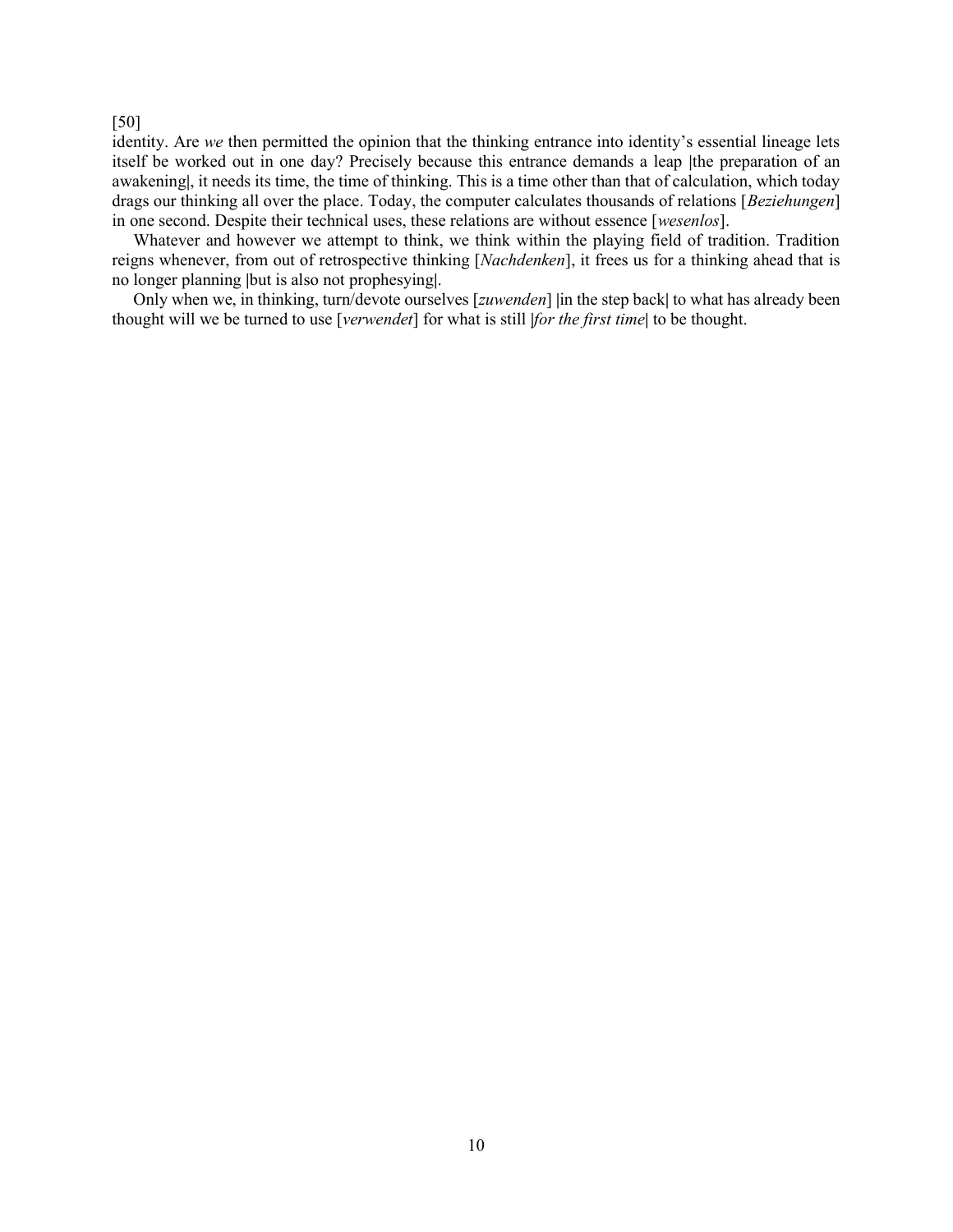[50]
identity. Are *we* then permitted the opinion that the thinking entrance into identity's essential lineage lets itself be worked out in one day? Precisely because this entrance demands a leap |the preparation of an awakening|, it needs its time, the time of thinking. This is a time other than that of calculation, which today drags our thinking all over the place. Today, the computer calculates thousands of relations [*Beziehungen*] in one second. Despite their technical uses, these relations are without essence [*wesenlos*].

Whatever and however we attempt to think, we think within the playing field of tradition. Tradition reigns whenever, from out of retrospective thinking [*Nachdenken*], it frees us for a thinking ahead that is no longer planning |but is also not prophesying|.

Only when we, in thinking, turn/devote ourselves [*zuwenden*] |in the step back| to what has already been thought will we be turned to use [*verwendet*] for what is still |*for the first time*| to be thought.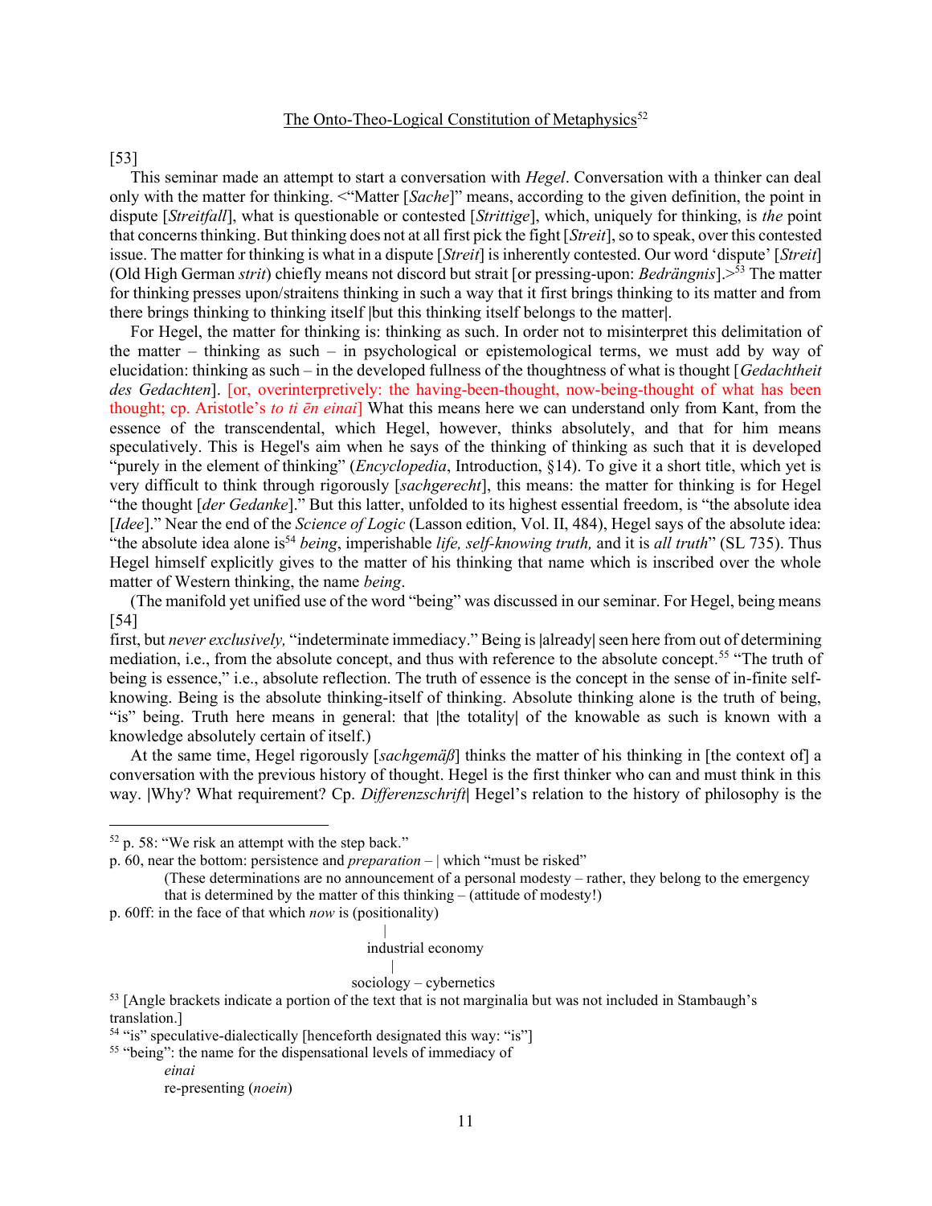<u>The Onto-Theo-Logical Constitution of Metaphysics</u>[52]

[53]

This seminar made an attempt to start a conversation with *Hegel*. Conversation with a thinker can deal only with the matter for thinking. <"Matter [*Sache*]" means, according to the given definition, the point in dispute [*Streitfall*], what is questionable or contested [*Strittige*], which, uniquely for thinking, is *the* point that concerns thinking. But thinking does not at all first pick the fight [*Streit*], so to speak, over this contested issue. The matter for thinking is what in a dispute [*Streit*] is inherently contested. Our word 'dispute' [*Streit*] (Old High German *strit*) chiefly means not discord but strait [or pressing-upon: *Bedrängnis*].>[53] The matter for thinking presses upon/straitens thinking in such a way that it first brings thinking to its matter and from there brings thinking to thinking itself |but this thinking itself belongs to the matter|.

For Hegel, the matter for thinking is: thinking as such. In order not to misinterpret this delimitation of the matter – thinking as such – in psychological or epistemological terms, we must add by way of elucidation: thinking as such – in the developed fullness of the thoughtness of what is thought [*Gedachtheit des Gedachten*]. [or, overinterpretively: the having-been-thought, now-being-thought of what has been thought; cp. Aristotle's *to ti ēn einai*] What this means here we can understand only from Kant, from the essence of the transcendental, which Hegel, however, thinks absolutely, and that for him means speculatively. This is Hegel's aim when he says of the thinking of thinking as such that it is developed "purely in the element of thinking" (*Encyclopedia*, Introduction, §14). To give it a short title, which yet is very difficult to think through rigorously [*sachgerecht*], this means: the matter for thinking is for Hegel "the thought [*der Gedanke*]." But this latter, unfolded to its highest essential freedom, is "the absolute idea [*Idee*]." Near the end of the *Science of Logic* (Lasson edition, Vol. II, 484), Hegel says of the absolute idea: "the absolute idea alone is[54] *being*, imperishable *life, self-knowing truth,* and it is *all truth*" (SL 735). Thus Hegel himself explicitly gives to the matter of his thinking that name which is inscribed over the whole matter of Western thinking, the name *being*.

(The manifold yet unified use of the word "being" was discussed in our seminar. For Hegel, being means [54] first, but *never exclusively,* "indeterminate immediacy." Being is |already| seen here from out of determining mediation, i.e., from the absolute concept, and thus with reference to the absolute concept.[55] "The truth of being is essence," i.e., absolute reflection. The truth of essence is the concept in the sense of in-finite self-knowing. Being is the absolute thinking-itself of thinking. Absolute thinking alone is the truth of being, "is" being. Truth here means in general: that |the totality| of the knowable as such is known with a knowledge absolutely certain of itself.)

At the same time, Hegel rigorously [*sachgemäß*] thinks the matter of his thinking in [the context of] a conversation with the previous history of thought. Hegel is the first thinker who can and must think in this way. |Why? What requirement? Cp. *Differenzschrift*| Hegel's relation to the history of philosophy is the

---

[52] p. 58: "We risk an attempt with the step back."

p. 60, near the bottom: persistence and *preparation* – | which "must be risked"

(These determinations are no announcement of a personal modesty – rather, they belong to the emergency that is determined by the matter of this thinking – (attitude of modesty!)

p. 60ff: in the face of that which *now* is (positionality)

|
industrial economy
|
sociology – cybernetics

[53] [Angle brackets indicate a portion of the text that is not marginalia but was not included in Stambaugh's translation.]

[54] "is" speculative-dialectically [henceforth designated this way: "is"]

[55] "being": the name for the dispensational levels of immediacy of

*einai*

re-presenting (*noein*)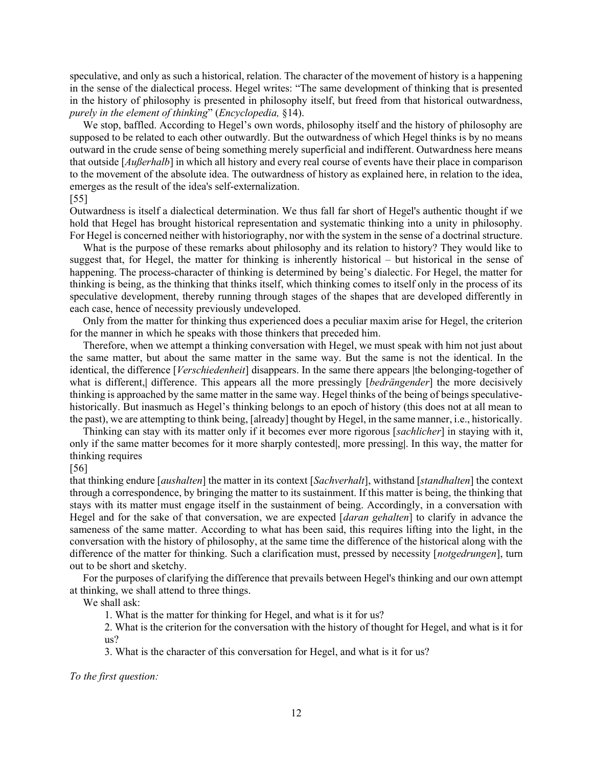speculative, and only as such a historical, relation. The character of the movement of history is a happening in the sense of the dialectical process. Hegel writes: "The same development of thinking that is presented in the history of philosophy is presented in philosophy itself, but freed from that historical outwardness, *purely in the element of thinking*" (*Encyclopedia,* §14).

We stop, baffled. According to Hegel's own words, philosophy itself and the history of philosophy are supposed to be related to each other outwardly. But the outwardness of which Hegel thinks is by no means outward in the crude sense of being something merely superficial and indifferent. Outwardness here means that outside [*Außerhalb*] in which all history and every real course of events have their place in comparison to the movement of the absolute idea. The outwardness of history as explained here, in relation to the idea, emerges as the result of the idea's self-externalization.

[55]

Outwardness is itself a dialectical determination. We thus fall far short of Hegel's authentic thought if we hold that Hegel has brought historical representation and systematic thinking into a unity in philosophy. For Hegel is concerned neither with historiography, nor with the system in the sense of a doctrinal structure.

What is the purpose of these remarks about philosophy and its relation to history? They would like to suggest that, for Hegel, the matter for thinking is inherently historical – but historical in the sense of happening. The process-character of thinking is determined by being's dialectic. For Hegel, the matter for thinking is being, as the thinking that thinks itself, which thinking comes to itself only in the process of its speculative development, thereby running through stages of the shapes that are developed differently in each case, hence of necessity previously undeveloped.

Only from the matter for thinking thus experienced does a peculiar maxim arise for Hegel, the criterion for the manner in which he speaks with those thinkers that preceded him.

Therefore, when we attempt a thinking conversation with Hegel, we must speak with him not just about the same matter, but about the same matter in the same way. But the same is not the identical. In the identical, the difference [*Verschiedenheit*] disappears. In the same there appears |the belonging-together of what is different,| difference. This appears all the more pressingly [*bedrängender*] the more decisively thinking is approached by the same matter in the same way. Hegel thinks of the being of beings speculative-historically. But inasmuch as Hegel's thinking belongs to an epoch of history (this does not at all mean to the past), we are attempting to think being, [already] thought by Hegel, in the same manner, i.e., historically.

Thinking can stay with its matter only if it becomes ever more rigorous [*sachlicher*] in staying with it, only if the same matter becomes for it more sharply contested|, more pressing|. In this way, the matter for thinking requires

[56]

that thinking endure [*aushalten*] the matter in its context [*Sachverhalt*], withstand [*standhalten*] the context through a correspondence, by bringing the matter to its sustainment. If this matter is being, the thinking that stays with its matter must engage itself in the sustainment of being. Accordingly, in a conversation with Hegel and for the sake of that conversation, we are expected [*daran gehalten*] to clarify in advance the sameness of the same matter. According to what has been said, this requires lifting into the light, in the conversation with the history of philosophy, at the same time the difference of the historical along with the difference of the matter for thinking. Such a clarification must, pressed by necessity [*notgedrungen*], turn out to be short and sketchy.

For the purposes of clarifying the difference that prevails between Hegel's thinking and our own attempt at thinking, we shall attend to three things.

We shall ask:

1. What is the matter for thinking for Hegel, and what is it for us?
2. What is the criterion for the conversation with the history of thought for Hegel, and what is it for us?
3. What is the character of this conversation for Hegel, and what is it for us?

*To the first question:*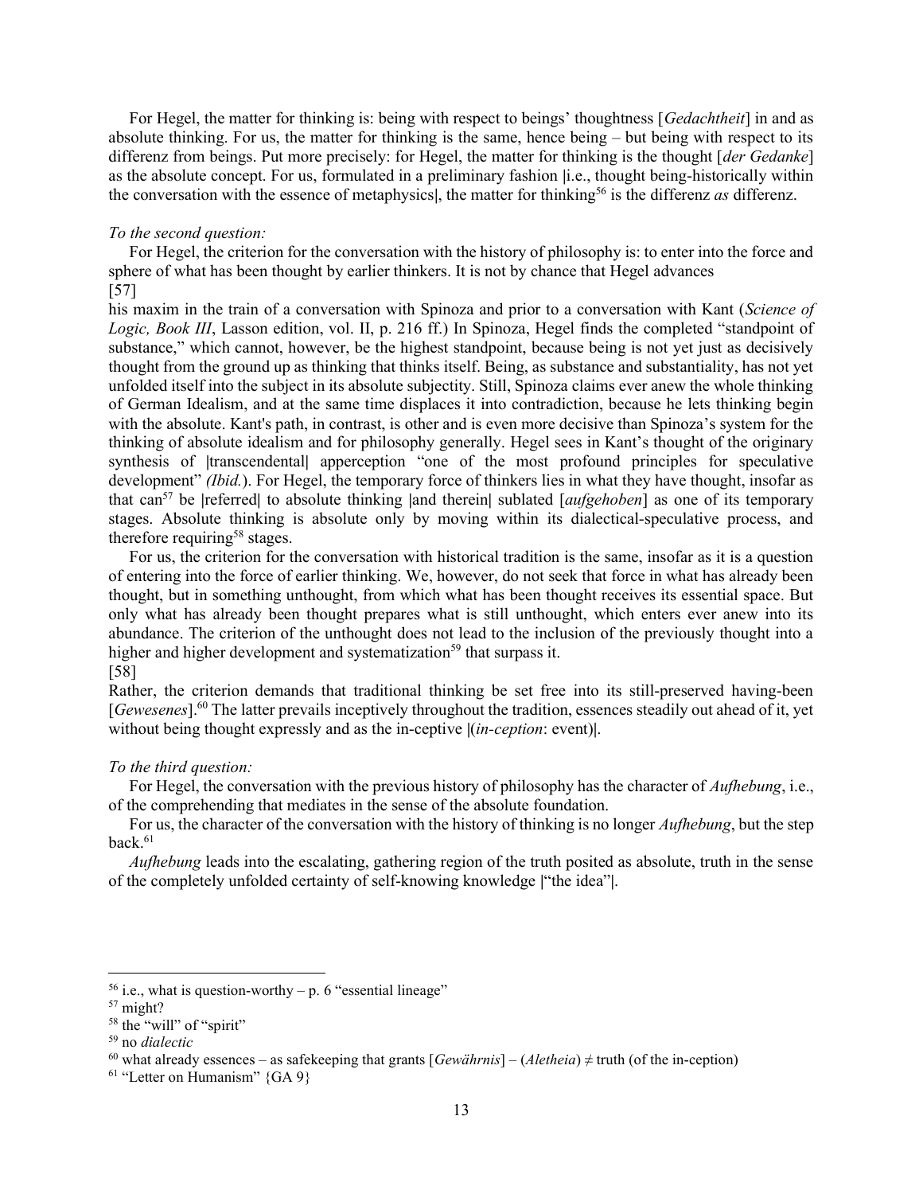For Hegel, the matter for thinking is: being with respect to beings' thoughtness [*Gedachtheit*] in and as absolute thinking. For us, the matter for thinking is the same, hence being – but being with respect to its differenz from beings. Put more precisely: for Hegel, the matter for thinking is the thought [*der Gedanke*] as the absolute concept. For us, formulated in a preliminary fashion |i.e., thought being-historically within the conversation with the essence of metaphysics|, the matter for thinking[56] is the differenz *as* differenz.

*To the second question:*

For Hegel, the criterion for the conversation with the history of philosophy is: to enter into the force and sphere of what has been thought by earlier thinkers. It is not by chance that Hegel advances [57] his maxim in the train of a conversation with Spinoza and prior to a conversation with Kant (*Science of Logic, Book III*, Lasson edition, vol. II, p. 216 ff.) In Spinoza, Hegel finds the completed "standpoint of substance," which cannot, however, be the highest standpoint, because being is not yet just as decisively thought from the ground up as thinking that thinks itself. Being, as substance and substantiality, has not yet unfolded itself into the subject in its absolute subjectity. Still, Spinoza claims ever anew the whole thinking of German Idealism, and at the same time displaces it into contradiction, because he lets thinking begin with the absolute. Kant's path, in contrast, is other and is even more decisive than Spinoza's system for the thinking of absolute idealism and for philosophy generally. Hegel sees in Kant's thought of the originary synthesis of |transcendental| apperception "one of the most profound principles for speculative development" *(Ibid.*). For Hegel, the temporary force of thinkers lies in what they have thought, insofar as that can[57] be |referred| to absolute thinking |and therein| sublated [*aufgehoben*] as one of its temporary stages. Absolute thinking is absolute only by moving within its dialectical-speculative process, and therefore requiring[58] stages.

For us, the criterion for the conversation with historical tradition is the same, insofar as it is a question of entering into the force of earlier thinking. We, however, do not seek that force in what has already been thought, but in something unthought, from which what has been thought receives its essential space. But only what has already been thought prepares what is still unthought, which enters ever anew into its abundance. The criterion of the unthought does not lead to the inclusion of the previously thought into a higher and higher development and systematization[59] that surpass it. [58] Rather, the criterion demands that traditional thinking be set free into its still-preserved having-been [*Gewesenes*].[60] The latter prevails inceptively throughout the tradition, essences steadily out ahead of it, yet without being thought expressly and as the in-ceptive |(*in-ception*: event)|.

*To the third question:*

For Hegel, the conversation with the previous history of philosophy has the character of *Aufhebung*, i.e., of the comprehending that mediates in the sense of the absolute foundation.

For us, the character of the conversation with the history of thinking is no longer *Aufhebung*, but the step back.[61]

*Aufhebung* leads into the escalating, gathering region of the truth posited as absolute, truth in the sense of the completely unfolded certainty of self-knowing knowledge |"the idea"|.

---

[56] i.e., what is question-worthy – p. 6 "essential lineage"

[57] might?

[58] the "will" of "spirit"

[59] no *dialectic*

[60] what already essences – as safekeeping that grants [*Gewährnis*] – (*Aletheia*) ≠ truth (of the in-ception)

[61] "Letter on Humanism" {GA 9}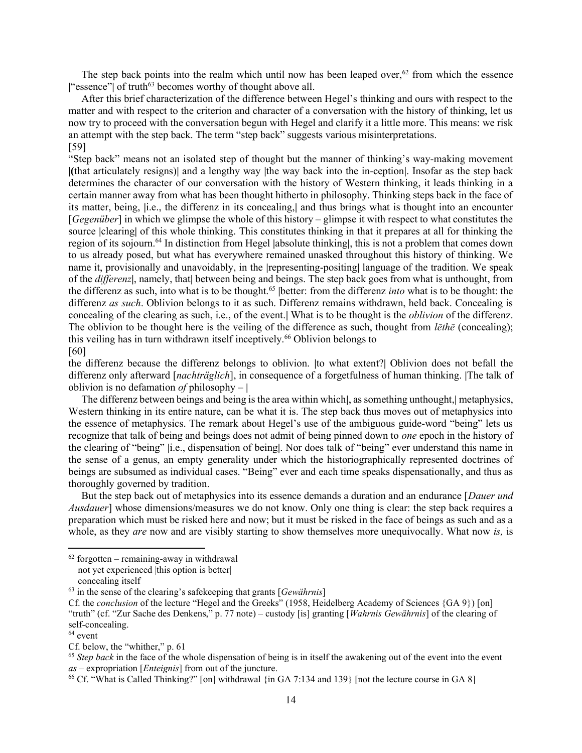The step back points into the realm which until now has been leaped over,[62] from which the essence |"essence"| of truth[63] becomes worthy of thought above all.

After this brief characterization of the difference between Hegel's thinking and ours with respect to the matter and with respect to the criterion and character of a conversation with the history of thinking, let us now try to proceed with the conversation begun with Hegel and clarify it a little more. This means: we risk an attempt with the step back. The term "step back" suggests various misinterpretations.

[59]

"Step back" means not an isolated step of thought but the manner of thinking's way-making movement |(that articulately resigns)| and a lengthy way |the way back into the in-ception|. Insofar as the step back determines the character of our conversation with the history of Western thinking, it leads thinking in a certain manner away from what has been thought hitherto in philosophy. Thinking steps back in the face of its matter, being, |i.e., the differenz in its concealing,| and thus brings what is thought into an encounter [*Gegenüber*] in which we glimpse the whole of this history – glimpse it with respect to what constitutes the source |clearing| of this whole thinking. This constitutes thinking in that it prepares at all for thinking the region of its sojourn.[64] In distinction from Hegel |absolute thinking|, this is not a problem that comes down to us already posed, but what has everywhere remained unasked throughout this history of thinking. We name it, provisionally and unavoidably, in the |representing-positing| language of the tradition. We speak of the *differenz*|, namely, that| between being and beings. The step back goes from what is unthought, from the differenz as such, into what is to be thought.[65] |better: from the differenz *into* what is to be thought: the differenz *as such*. Oblivion belongs to it as such. Differenz remains withdrawn, held back. Concealing is concealing of the clearing as such, i.e., of the event.| What is to be thought is the *oblivion* of the differenz. The oblivion to be thought here is the veiling of the difference as such, thought from *lēthē* (concealing); this veiling has in turn withdrawn itself inceptively.[66] Oblivion belongs to

[60]

the differenz because the differenz belongs to oblivion. |to what extent?| Oblivion does not befall the differenz only afterward [*nachträglich*], in consequence of a forgetfulness of human thinking. |The talk of oblivion is no defamation *of* philosophy – |

The differenz between beings and being is the area within which|, as something unthought,| metaphysics, Western thinking in its entire nature, can be what it is. The step back thus moves out of metaphysics into the essence of metaphysics. The remark about Hegel's use of the ambiguous guide-word "being" lets us recognize that talk of being and beings does not admit of being pinned down to *one* epoch in the history of the clearing of "being" |i.e., dispensation of being|. Nor does talk of "being" ever understand this name in the sense of a genus, an empty generality under which the historiographically represented doctrines of beings are subsumed as individual cases. "Being" ever and each time speaks dispensationally, and thus as thoroughly governed by tradition.

But the step back out of metaphysics into its essence demands a duration and an endurance [*Dauer und Ausdauer*] whose dimensions/measures we do not know. Only one thing is clear: the step back requires a preparation which must be risked here and now; but it must be risked in the face of beings as such and as a whole, as they *are* now and are visibly starting to show themselves more unequivocally. What now *is,* is

---

[62] forgotten – remaining-away in withdrawal
not yet experienced |this option is better|
concealing itself

[63] in the sense of the clearing's safekeeping that grants [*Gewährnis*]
Cf. the *conclusion* of the lecture "Hegel and the Greeks" (1958, Heidelberg Academy of Sciences {GA 9}) [on] "truth" (cf. "Zur Sache des Denkens," p. 77 note) – custody [is] granting [*Wahrnis Gewährnis*] of the clearing of self-concealing.

[64] event
Cf. below, the "whither," p. 61

[65] *Step back* in the face of the whole dispensation of being is in itself the awakening out of the event into the event *as* – expropriation [*Enteignis*] from out of the juncture.

[66] Cf. "What is Called Thinking?" [on] withdrawal {in GA 7:134 and 139} [not the lecture course in GA 8]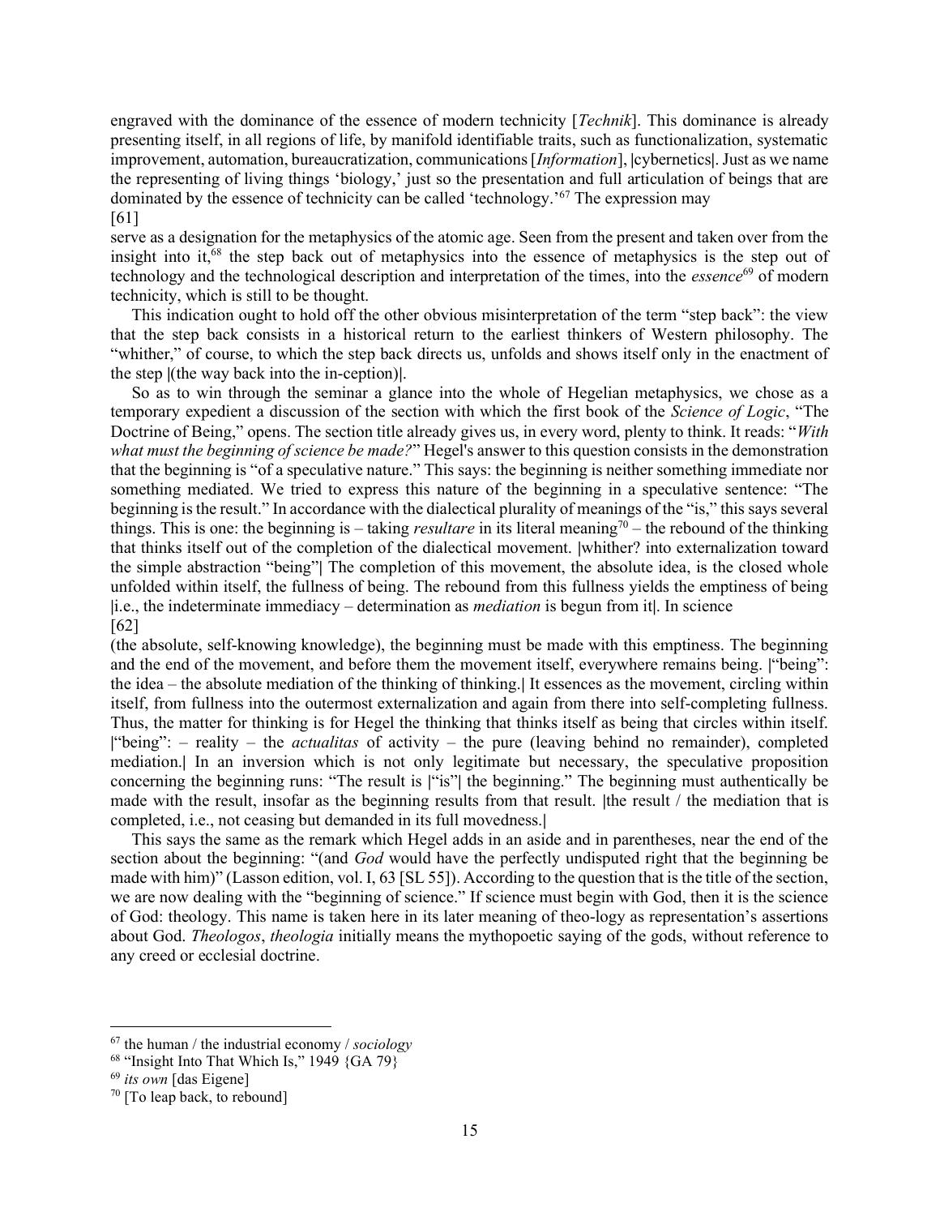engraved with the dominance of the essence of modern technicity [*Technik*]. This dominance is already presenting itself, in all regions of life, by manifold identifiable traits, such as functionalization, systematic improvement, automation, bureaucratization, communications [*Information*], |cybernetics|. Just as we name the representing of living things 'biology,' just so the presentation and full articulation of beings that are dominated by the essence of technicity can be called 'technology.'[67] The expression may
[61]
serve as a designation for the metaphysics of the atomic age. Seen from the present and taken over from the insight into it,[68] the step back out of metaphysics into the essence of metaphysics is the step out of technology and the technological description and interpretation of the times, into the *essence*[69] of modern technicity, which is still to be thought.

This indication ought to hold off the other obvious misinterpretation of the term "step back": the view that the step back consists in a historical return to the earliest thinkers of Western philosophy. The "whither," of course, to which the step back directs us, unfolds and shows itself only in the enactment of the step |(the way back into the in-ception)|.

So as to win through the seminar a glance into the whole of Hegelian metaphysics, we chose as a temporary expedient a discussion of the section with which the first book of the *Science of Logic*, "The Doctrine of Being," opens. The section title already gives us, in every word, plenty to think. It reads: "*With what must the beginning of science be made?*" Hegel's answer to this question consists in the demonstration that the beginning is "of a speculative nature." This says: the beginning is neither something immediate nor something mediated. We tried to express this nature of the beginning in a speculative sentence: "The beginning is the result." In accordance with the dialectical plurality of meanings of the "is," this says several things. This is one: the beginning is – taking *resultare* in its literal meaning[70] – the rebound of the thinking that thinks itself out of the completion of the dialectical movement. |whither? into externalization toward the simple abstraction "being"| The completion of this movement, the absolute idea, is the closed whole unfolded within itself, the fullness of being. The rebound from this fullness yields the emptiness of being |i.e., the indeterminate immediacy – determination as *mediation* is begun from it|. In science
[62]
(the absolute, self-knowing knowledge), the beginning must be made with this emptiness. The beginning and the end of the movement, and before them the movement itself, everywhere remains being. |"being": the idea – the absolute mediation of the thinking of thinking.| It essences as the movement, circling within itself, from fullness into the outermost externalization and again from there into self-completing fullness. Thus, the matter for thinking is for Hegel the thinking that thinks itself as being that circles within itself. |"being": – reality – the *actualitas* of activity – the pure (leaving behind no remainder), completed mediation.| In an inversion which is not only legitimate but necessary, the speculative proposition concerning the beginning runs: "The result is |"is"| the beginning." The beginning must authentically be made with the result, insofar as the beginning results from that result. |the result / the mediation that is completed, i.e., not ceasing but demanded in its full movedness.|

This says the same as the remark which Hegel adds in an aside and in parentheses, near the end of the section about the beginning: "(and *God* would have the perfectly undisputed right that the beginning be made with him)" (Lasson edition, vol. I, 63 [SL 55]). According to the question that is the title of the section, we are now dealing with the "beginning of science." If science must begin with God, then it is the science of God: theology. This name is taken here in its later meaning of theo-logy as representation's assertions about God. *Theologos*, *theologia* initially means the mythopoetic saying of the gods, without reference to any creed or ecclesial doctrine.

---

[67] the human / the industrial economy / *sociology*

[68] "Insight Into That Which Is," 1949 {GA 79}

[69] *its own* [das Eigene]

[70] [To leap back, to rebound]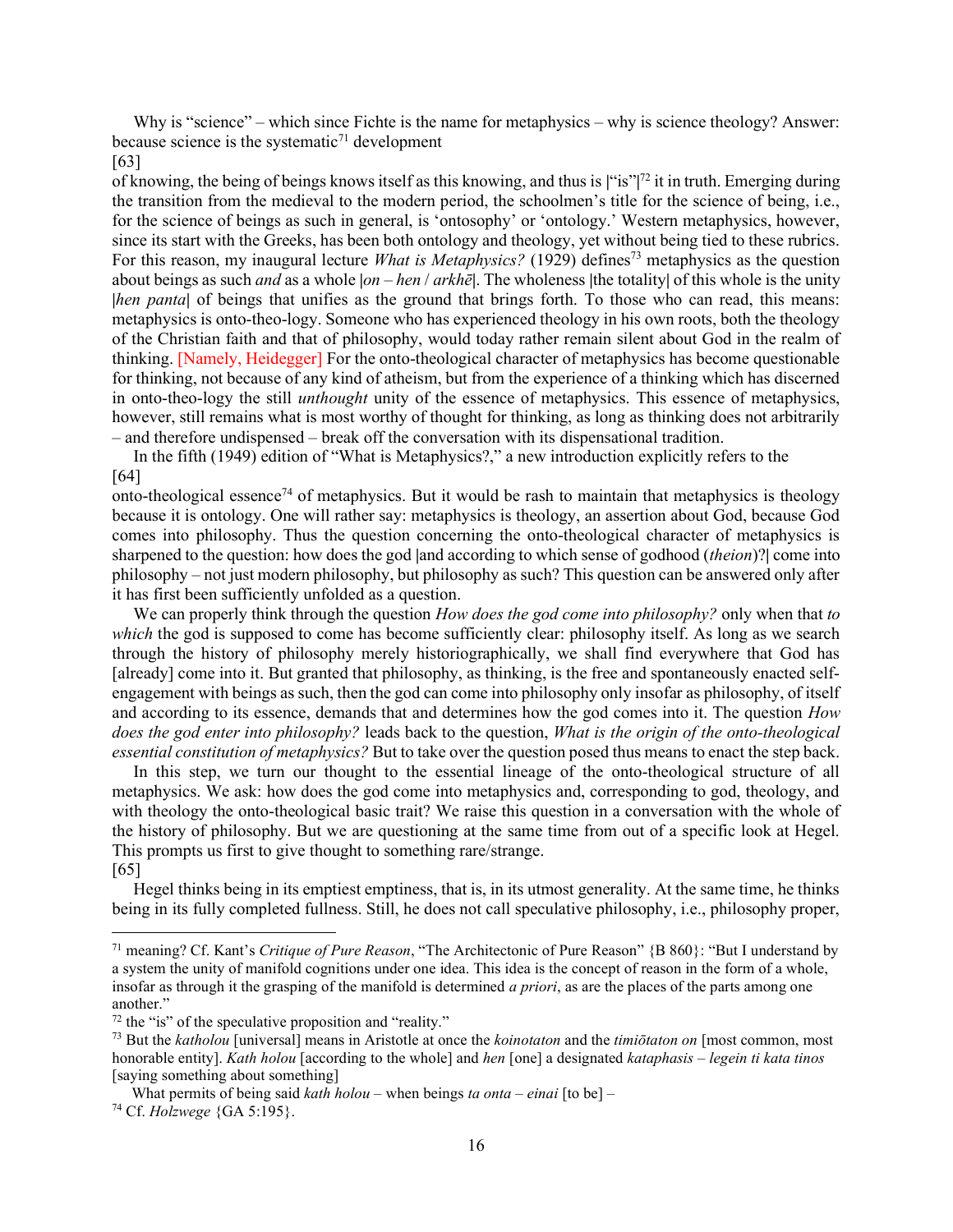Why is "science" – which since Fichte is the name for metaphysics – why is science theology? Answer: because science is the systematic[71] development

[63]

of knowing, the being of beings knows itself as this knowing, and thus is |"is"|[72] it in truth. Emerging during the transition from the medieval to the modern period, the schoolmen's title for the science of being, i.e., for the science of beings as such in general, is 'ontosophy' or 'ontology.' Western metaphysics, however, since its start with the Greeks, has been both ontology and theology, yet without being tied to these rubrics. For this reason, my inaugural lecture *What is Metaphysics?* (1929) defines[73] metaphysics as the question about beings as such *and* as a whole |*on* – *hen* / *arkhē*|. The wholeness |the totality| of this whole is the unity |*hen panta*| of beings that unifies as the ground that brings forth. To those who can read, this means: metaphysics is onto-theo-logy. Someone who has experienced theology in his own roots, both the theology of the Christian faith and that of philosophy, would today rather remain silent about God in the realm of thinking. [Namely, Heidegger] For the onto-theological character of metaphysics has become questionable for thinking, not because of any kind of atheism, but from the experience of a thinking which has discerned in onto-theo-logy the still *unthought* unity of the essence of metaphysics. This essence of metaphysics, however, still remains what is most worthy of thought for thinking, as long as thinking does not arbitrarily – and therefore undispensed – break off the conversation with its dispensational tradition.

In the fifth (1949) edition of "What is Metaphysics?," a new introduction explicitly refers to the

[64]

onto-theological essence[74] of metaphysics. But it would be rash to maintain that metaphysics is theology because it is ontology. One will rather say: metaphysics is theology, an assertion about God, because God comes into philosophy. Thus the question concerning the onto-theological character of metaphysics is sharpened to the question: how does the god |and according to which sense of godhood (*theion*)?| come into philosophy – not just modern philosophy, but philosophy as such? This question can be answered only after it has first been sufficiently unfolded as a question.

We can properly think through the question *How does the god come into philosophy?* only when that *to which* the god is supposed to come has become sufficiently clear: philosophy itself. As long as we search through the history of philosophy merely historiographically, we shall find everywhere that God has [already] come into it. But granted that philosophy, as thinking, is the free and spontaneously enacted self-engagement with beings as such, then the god can come into philosophy only insofar as philosophy, of itself and according to its essence, demands that and determines how the god comes into it. The question *How does the god enter into philosophy?* leads back to the question, *What is the origin of the onto-theological essential constitution of metaphysics?* But to take over the question posed thus means to enact the step back.

In this step, we turn our thought to the essential lineage of the onto-theological structure of all metaphysics. We ask: how does the god come into metaphysics and, corresponding to god, theology, and with theology the onto-theological basic trait? We raise this question in a conversation with the whole of the history of philosophy. But we are questioning at the same time from out of a specific look at Hegel. This prompts us first to give thought to something rare/strange.

[65]

Hegel thinks being in its emptiest emptiness, that is, in its utmost generality. At the same time, he thinks being in its fully completed fullness. Still, he does not call speculative philosophy, i.e., philosophy proper,

---

[71] meaning? Cf. Kant's *Critique of Pure Reason*, "The Architectonic of Pure Reason" {B 860}: "But I understand by a system the unity of manifold cognitions under one idea. This idea is the concept of reason in the form of a whole, insofar as through it the grasping of the manifold is determined *a priori*, as are the places of the parts among one another."

[72] the "is" of the speculative proposition and "reality."

[73] But the *katholou* [universal] means in Aristotle at once the *koinotaton* and the *timiōtaton on* [most common, most honorable entity]. *Kath holou* [according to the whole] and *hen* [one] a designated *kataphasis* – *legein ti kata tinos* [saying something about something]

What permits of being said *kath holou* – when beings *ta onta* – *einai* [to be] –

[74] Cf. *Holzwege* {GA 5:195}.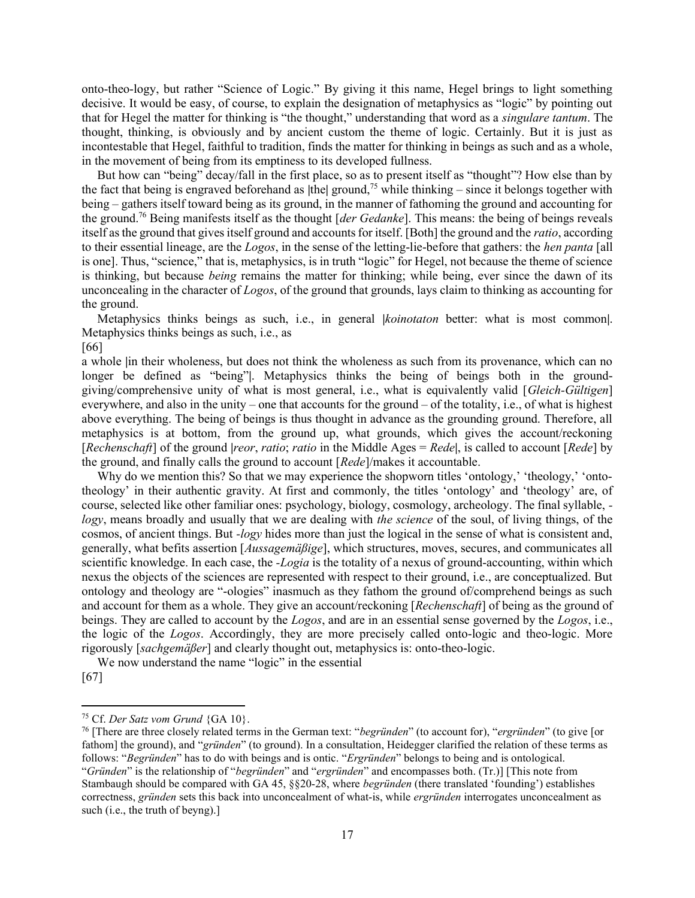onto-theo-logy, but rather "Science of Logic." By giving it this name, Hegel brings to light something decisive. It would be easy, of course, to explain the designation of metaphysics as "logic" by pointing out that for Hegel the matter for thinking is "the thought," understanding that word as a *singulare tantum*. The thought, thinking, is obviously and by ancient custom the theme of logic. Certainly. But it is just as incontestable that Hegel, faithful to tradition, finds the matter for thinking in beings as such and as a whole, in the movement of being from its emptiness to its developed fullness.

But how can "being" decay/fall in the first place, so as to present itself as "thought"? How else than by the fact that being is engraved beforehand as |the| ground,[75] while thinking – since it belongs together with being – gathers itself toward being as its ground, in the manner of fathoming the ground and accounting for the ground.[76] Being manifests itself as the thought [*der Gedanke*]. This means: the being of beings reveals itself as the ground that gives itself ground and accounts for itself. [Both] the ground and the *ratio*, according to their essential lineage, are the *Logos*, in the sense of the letting-lie-before that gathers: the *hen panta* [all is one]. Thus, "science," that is, metaphysics, is in truth "logic" for Hegel, not because the theme of science is thinking, but because *being* remains the matter for thinking; while being, ever since the dawn of its unconcealing in the character of *Logos*, of the ground that grounds, lays claim to thinking as accounting for the ground.

Metaphysics thinks beings as such, i.e., in general |*koinotaton* better: what is most common|. Metaphysics thinks beings as such, i.e., as

[66]

a whole |in their wholeness, but does not think the wholeness as such from its provenance, which can no longer be defined as "being"|. Metaphysics thinks the being of beings both in the ground-giving/comprehensive unity of what is most general, i.e., what is equivalently valid [*Gleich-Gültigen*] everywhere, and also in the unity – one that accounts for the ground – of the totality, i.e., of what is highest above everything. The being of beings is thus thought in advance as the grounding ground. Therefore, all metaphysics is at bottom, from the ground up, what grounds, which gives the account/reckoning [*Rechenschaft*] of the ground |*reor*, *ratio*; *ratio* in the Middle Ages = *Rede*|, is called to account [*Rede*] by the ground, and finally calls the ground to account [*Rede*]/makes it accountable.

Why do we mention this? So that we may experience the shopworn titles 'ontology,' 'theology,' 'onto-theology' in their authentic gravity. At first and commonly, the titles 'ontology' and 'theology' are, of course, selected like other familiar ones: psychology, biology, cosmology, archeology. The final syllable, *-logy*, means broadly and usually that we are dealing with *the science* of the soul, of living things, of the cosmos, of ancient things. But *-logy* hides more than just the logical in the sense of what is consistent and, generally, what befits assertion [*Aussagemäßige*], which structures, moves, secures, and communicates all scientific knowledge. In each case, the *-Logia* is the totality of a nexus of ground-accounting, within which nexus the objects of the sciences are represented with respect to their ground, i.e., are conceptualized. But ontology and theology are "-ologies" inasmuch as they fathom the ground of/comprehend beings as such and account for them as a whole. They give an account/reckoning [*Rechenschaft*] of being as the ground of beings. They are called to account by the *Logos*, and are in an essential sense governed by the *Logos*, i.e., the logic of the *Logos*. Accordingly, they are more precisely called onto-logic and theo-logic. More rigorously [*sachgemäßer*] and clearly thought out, metaphysics is: onto-theo-logic.

We now understand the name "logic" in the essential

[67]

---

[75] Cf. *Der Satz vom Grund* {GA 10}.

[76] [There are three closely related terms in the German text: "*begründen*" (to account for), "*ergründen*" (to give [or fathom] the ground), and "*gründen*" (to ground). In a consultation, Heidegger clarified the relation of these terms as follows: "*Begründen*" has to do with beings and is ontic. "*Ergründen*" belongs to being and is ontological. "*Gründen*" is the relationship of "*begründen*" and "*ergründen*" and encompasses both. (Tr.)] [This note from Stambaugh should be compared with GA 45, §§20-28, where *begründen* (there translated 'founding') establishes correctness, *gründen* sets this back into unconcealment of what-is, while *ergründen* interrogates unconcealment as such (i.e., the truth of beyng).]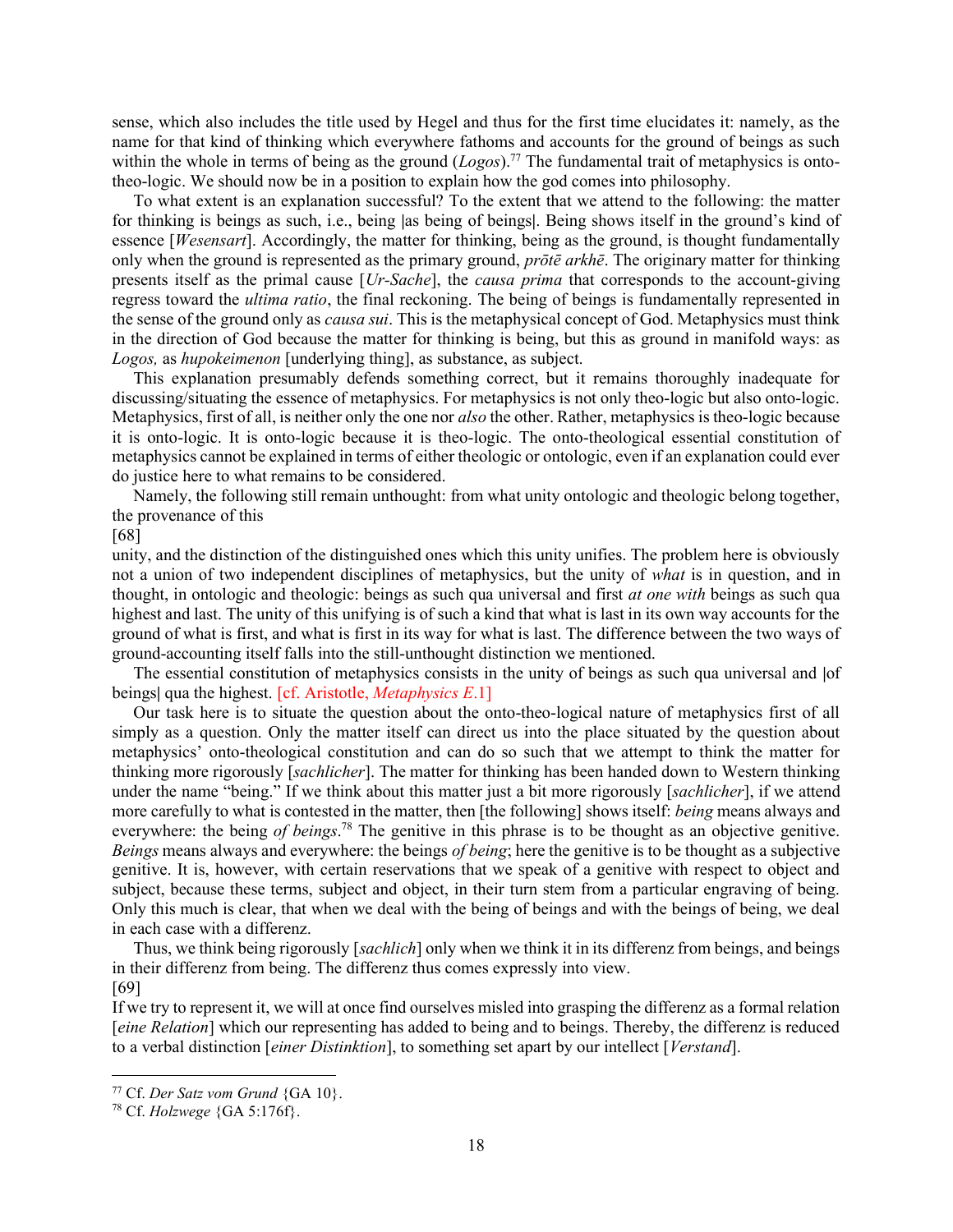sense, which also includes the title used by Hegel and thus for the first time elucidates it: namely, as the name for that kind of thinking which everywhere fathoms and accounts for the ground of beings as such within the whole in terms of being as the ground (*Logos*).[77] The fundamental trait of metaphysics is onto-theo-logic. We should now be in a position to explain how the god comes into philosophy.

To what extent is an explanation successful? To the extent that we attend to the following: the matter for thinking is beings as such, i.e., being |as being of beings|. Being shows itself in the ground's kind of essence [*Wesensart*]. Accordingly, the matter for thinking, being as the ground, is thought fundamentally only when the ground is represented as the primary ground, *prōtē arkhē*. The originary matter for thinking presents itself as the primal cause [*Ur-Sache*], the *causa prima* that corresponds to the account-giving regress toward the *ultima ratio*, the final reckoning. The being of beings is fundamentally represented in the sense of the ground only as *causa sui*. This is the metaphysical concept of God. Metaphysics must think in the direction of God because the matter for thinking is being, but this as ground in manifold ways: as *Logos,* as *hupokeimenon* [underlying thing], as substance, as subject.

This explanation presumably defends something correct, but it remains thoroughly inadequate for discussing/situating the essence of metaphysics. For metaphysics is not only theo-logic but also onto-logic. Metaphysics, first of all, is neither only the one nor *also* the other. Rather, metaphysics is theo-logic because it is onto-logic. It is onto-logic because it is theo-logic. The onto-theological essential constitution of metaphysics cannot be explained in terms of either theologic or ontologic, even if an explanation could ever do justice here to what remains to be considered.

Namely, the following still remain unthought: from what unity ontologic and theologic belong together, the provenance of this

[68]

unity, and the distinction of the distinguished ones which this unity unifies. The problem here is obviously not a union of two independent disciplines of metaphysics, but the unity of *what* is in question, and in thought, in ontologic and theologic: beings as such qua universal and first *at one with* beings as such qua highest and last. The unity of this unifying is of such a kind that what is last in its own way accounts for the ground of what is first, and what is first in its way for what is last. The difference between the two ways of ground-accounting itself falls into the still-unthought distinction we mentioned.

The essential constitution of metaphysics consists in the unity of beings as such qua universal and |of beings| qua the highest. [cf. Aristotle, *Metaphysics E*.1]

Our task here is to situate the question about the onto-theo-logical nature of metaphysics first of all simply as a question. Only the matter itself can direct us into the place situated by the question about metaphysics' onto-theological constitution and can do so such that we attempt to think the matter for thinking more rigorously [*sachlicher*]. The matter for thinking has been handed down to Western thinking under the name "being." If we think about this matter just a bit more rigorously [*sachlicher*], if we attend more carefully to what is contested in the matter, then [the following] shows itself: *being* means always and everywhere: the being *of beings*.[78] The genitive in this phrase is to be thought as an objective genitive. *Beings* means always and everywhere: the beings *of being*; here the genitive is to be thought as a subjective genitive. It is, however, with certain reservations that we speak of a genitive with respect to object and subject, because these terms, subject and object, in their turn stem from a particular engraving of being. Only this much is clear, that when we deal with the being of beings and with the beings of being, we deal in each case with a differenz.

Thus, we think being rigorously [*sachlich*] only when we think it in its differenz from beings, and beings in their differenz from being. The differenz thus comes expressly into view.

[69]

If we try to represent it, we will at once find ourselves misled into grasping the differenz as a formal relation [*eine Relation*] which our representing has added to being and to beings. Thereby, the differenz is reduced to a verbal distinction [*einer Distinktion*], to something set apart by our intellect [*Verstand*].

[77] Cf. *Der Satz vom Grund* {GA 10}.

[78] Cf. *Holzwege* {GA 5:176f}.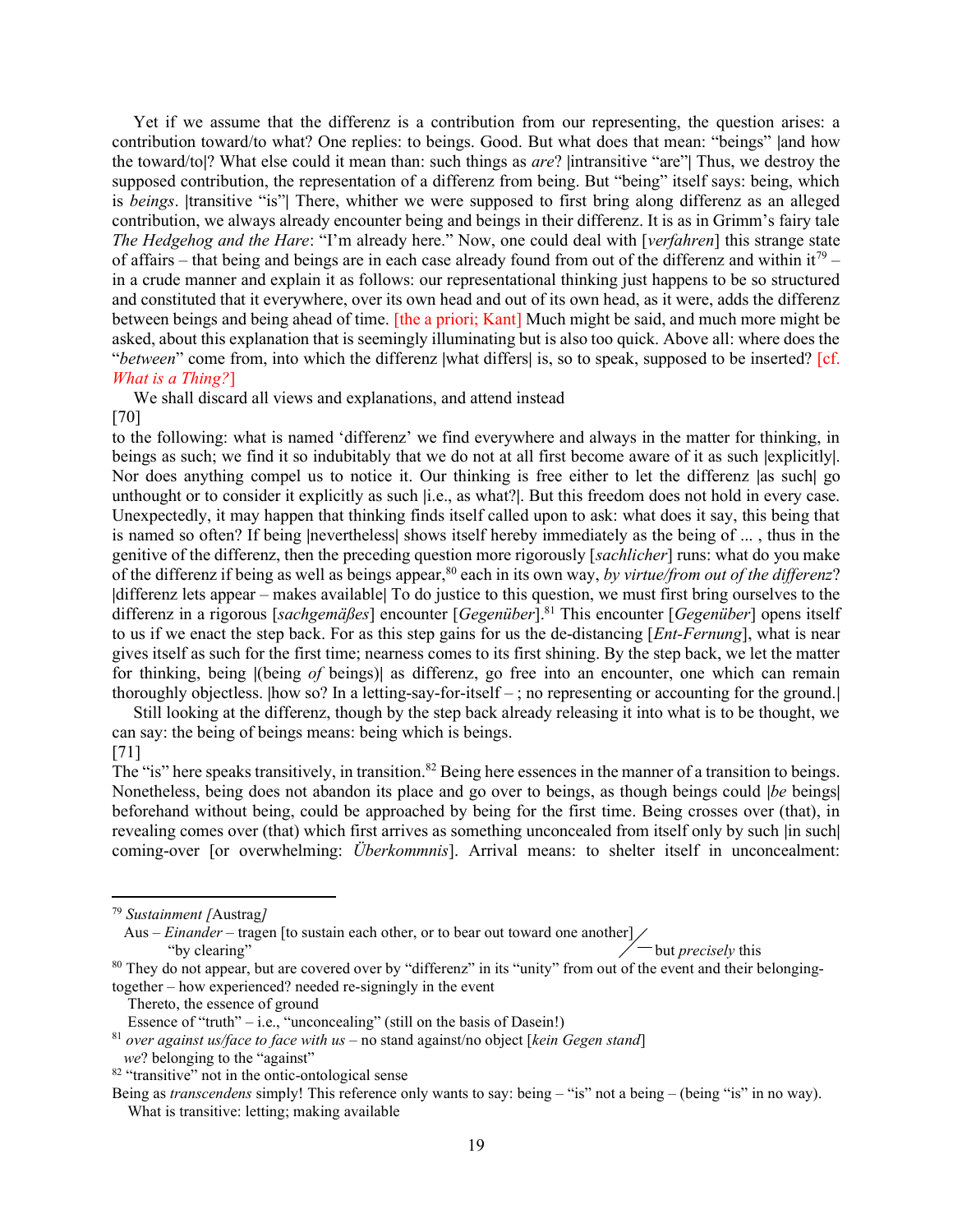Yet if we assume that the differenz is a contribution from our representing, the question arises: a contribution toward/to what? One replies: to beings. Good. But what does that mean: "beings" |and how the toward/to|? What else could it mean than: such things as *are*? |intransitive "are"| Thus, we destroy the supposed contribution, the representation of a differenz from being. But "being" itself says: being, which is *beings*. |transitive "is"| There, whither we were supposed to first bring along differenz as an alleged contribution, we always already encounter being and beings in their differenz. It is as in Grimm's fairy tale *The Hedgehog and the Hare*: "I'm already here." Now, one could deal with [*verfahren*] this strange state of affairs – that being and beings are in each case already found from out of the differenz and within it[79] – in a crude manner and explain it as follows: our representational thinking just happens to be so structured and constituted that it everywhere, over its own head and out of its own head, as it were, adds the differenz between beings and being ahead of time. [the a priori; Kant] Much might be said, and much more might be asked, about this explanation that is seemingly illuminating but is also too quick. Above all: where does the "*between*" come from, into which the differenz |what differs| is, so to speak, supposed to be inserted? [cf. *What is a Thing?*]

We shall discard all views and explanations, and attend instead

[70]

to the following: what is named 'differenz' we find everywhere and always in the matter for thinking, in beings as such; we find it so indubitably that we do not at all first become aware of it as such |explicitly|. Nor does anything compel us to notice it. Our thinking is free either to let the differenz |as such| go unthought or to consider it explicitly as such |i.e., as what?|. But this freedom does not hold in every case. Unexpectedly, it may happen that thinking finds itself called upon to ask: what does it say, this being that is named so often? If being |nevertheless| shows itself hereby immediately as the being of ... , thus in the genitive of the differenz, then the preceding question more rigorously [*sachlicher*] runs: what do you make of the differenz if being as well as beings appear,[80] each in its own way, *by virtue/from out of the differenz*? |differenz lets appear – makes available| To do justice to this question, we must first bring ourselves to the differenz in a rigorous [*sachgemäßes*] encounter [*Gegenüber*].[81] This encounter [*Gegenüber*] opens itself to us if we enact the step back. For as this step gains for us the de-distancing [*Ent-Fernung*], what is near gives itself as such for the first time; nearness comes to its first shining. By the step back, we let the matter for thinking, being |(being *of* beings)| as differenz, go free into an encounter, one which can remain thoroughly objectless. |how so? In a letting-say-for-itself – ; no representing or accounting for the ground.|

Still looking at the differenz, though by the step back already releasing it into what is to be thought, we can say: the being of beings means: being which is beings.

[71]

The "is" here speaks transitively, in transition.[82] Being here essences in the manner of a transition to beings. Nonetheless, being does not abandon its place and go over to beings, as though beings could |*be* beings| beforehand without being, could be approached by being for the first time. Being crosses over (that), in revealing comes over (that) which first arrives as something unconcealed from itself only by such |in such| coming-over [or overwhelming: *Überkommnis*]. Arrival means: to shelter itself in unconcealment:

---

[79] *Sustainment [*Austrag*]*
Aus – *Einander* – tragen [to sustain each other, or to bear out toward one another] — but *precisely* this
"by clearing"

[80] They do not appear, but are covered over by "differenz" in its "unity" from out of the event and their belonging-together – how experienced? needed re-signingly in the event
Thereto, the essence of ground
Essence of "truth" – i.e., "unconcealing" (still on the basis of Dasein!)

[81] *over against us/face to face with us* – no stand against/no object [*kein Gegen stand*]
*we*? belonging to the "against"

[82] "transitive" not in the ontic-ontological sense
Being as *transcendens* simply! This reference only wants to say: being – "is" not a being – (being "is" in no way).
What is transitive: letting; making available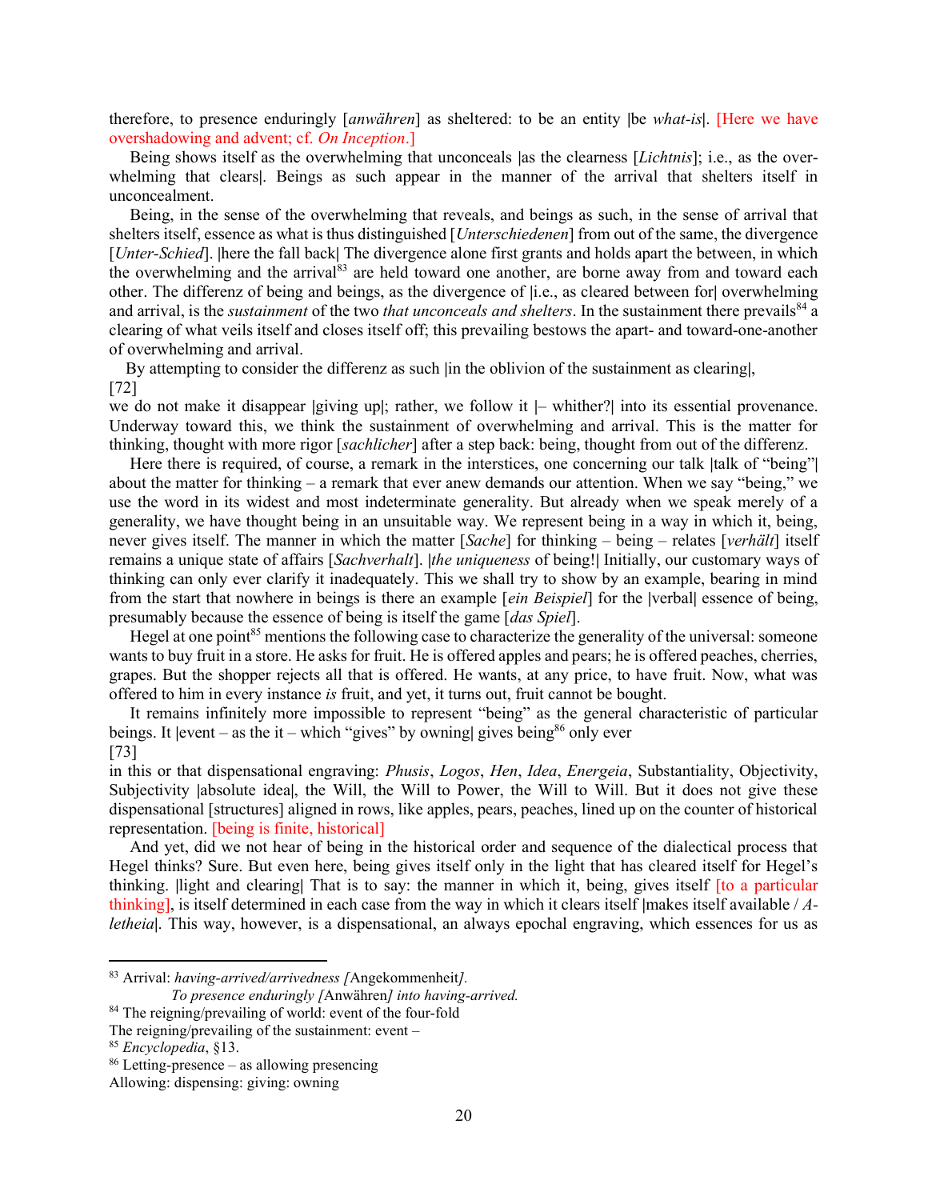therefore, to presence enduringly [*anwähren*] as sheltered: to be an entity |be *what-is*|. [Here we have overshadowing and advent; cf. *On Inception*.]

Being shows itself as the overwhelming that unconceals |as the clearness [*Lichtnis*]; i.e., as the overwhelming that clears|. Beings as such appear in the manner of the arrival that shelters itself in unconcealment.

Being, in the sense of the overwhelming that reveals, and beings as such, in the sense of arrival that shelters itself, essence as what is thus distinguished [*Unterschiedenen*] from out of the same, the divergence [*Unter-Schied*]. |here the fall back| The divergence alone first grants and holds apart the between, in which the overwhelming and the arrival[83] are held toward one another, are borne away from and toward each other. The differenz of being and beings, as the divergence of |i.e., as cleared between for| overwhelming and arrival, is the *sustainment* of the two *that unconceals and shelters*. In the sustainment there prevails[84] a clearing of what veils itself and closes itself off; this prevailing bestows the apart- and toward-one-another of overwhelming and arrival.

By attempting to consider the differenz as such |in the oblivion of the sustainment as clearing|,

[72]

we do not make it disappear |giving up|; rather, we follow it |– whither?| into its essential provenance. Underway toward this, we think the sustainment of overwhelming and arrival. This is the matter for thinking, thought with more rigor [*sachlicher*] after a step back: being, thought from out of the differenz.

Here there is required, of course, a remark in the interstices, one concerning our talk |talk of "being"| about the matter for thinking – a remark that ever anew demands our attention. When we say "being," we use the word in its widest and most indeterminate generality. But already when we speak merely of a generality, we have thought being in an unsuitable way. We represent being in a way in which it, being, never gives itself. The manner in which the matter [*Sache*] for thinking – being – relates [*verhält*] itself remains a unique state of affairs [*Sachverhalt*]. |*the uniqueness* of being!| Initially, our customary ways of thinking can only ever clarify it inadequately. This we shall try to show by an example, bearing in mind from the start that nowhere in beings is there an example [*ein Beispiel*] for the |verbal| essence of being, presumably because the essence of being is itself the game [*das Spiel*].

Hegel at one point[85] mentions the following case to characterize the generality of the universal: someone wants to buy fruit in a store. He asks for fruit. He is offered apples and pears; he is offered peaches, cherries, grapes. But the shopper rejects all that is offered. He wants, at any price, to have fruit. Now, what was offered to him in every instance *is* fruit, and yet, it turns out, fruit cannot be bought.

It remains infinitely more impossible to represent "being" as the general characteristic of particular beings. It |event – as the it – which "gives" by owning| gives being[86] only ever

[73]

in this or that dispensational engraving: *Phusis*, *Logos*, *Hen*, *Idea*, *Energeia*, Substantiality, Objectivity, Subjectivity |absolute idea|, the Will, the Will to Power, the Will to Will. But it does not give these dispensational [structures] aligned in rows, like apples, pears, peaches, lined up on the counter of historical representation. [being is finite, historical]

And yet, did we not hear of being in the historical order and sequence of the dialectical process that Hegel thinks? Sure. But even here, being gives itself only in the light that has cleared itself for Hegel's thinking. |light and clearing| That is to say: the manner in which it, being, gives itself [to a particular thinking], is itself determined in each case from the way in which it clears itself |makes itself available / *A-letheia*|. This way, however, is a dispensational, an always epochal engraving, which essences for us as

---

[83] Arrival: *having-arrived/arrivedness [*Angekommenheit*].*
*To presence enduringly [*Anwähren*] into having-arrived.*

[84] The reigning/prevailing of world: event of the four-fold
The reigning/prevailing of the sustainment: event –

[85] *Encyclopedia*, §13.

[86] Letting-presence – as allowing presencing
Allowing: dispensing: giving: owning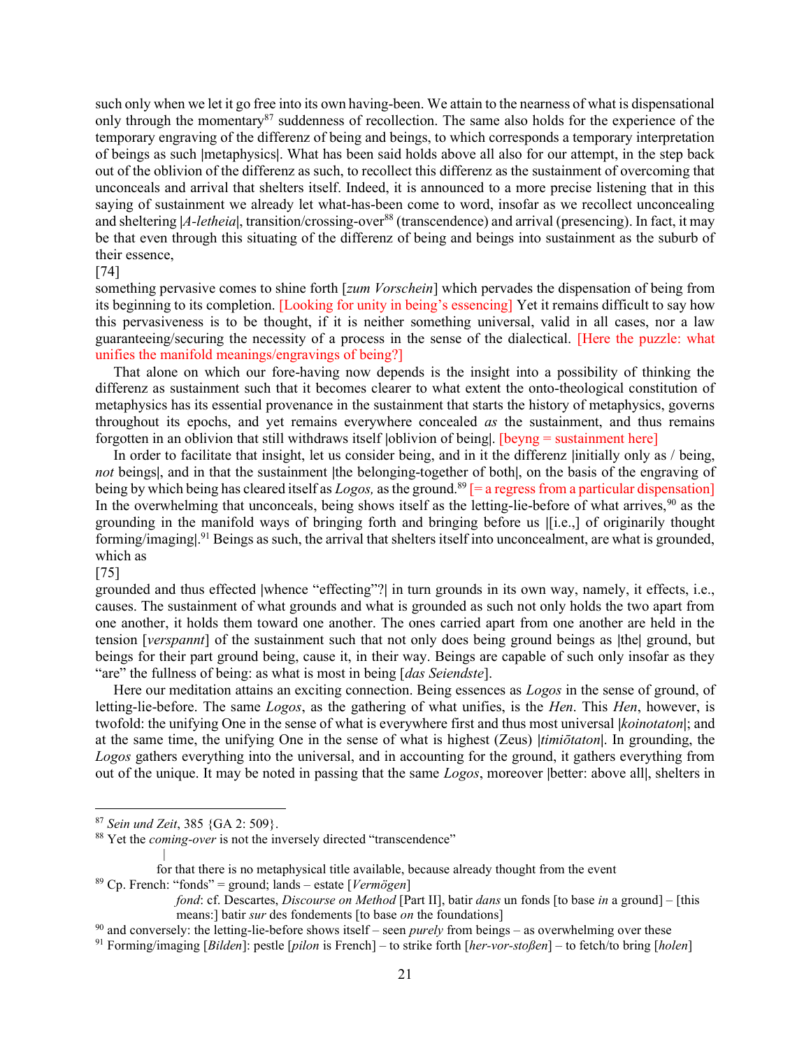such only when we let it go free into its own having-been. We attain to the nearness of what is dispensational only through the momentary[87] suddenness of recollection. The same also holds for the experience of the temporary engraving of the differenz of being and beings, to which corresponds a temporary interpretation of beings as such |metaphysics|. What has been said holds above all also for our attempt, in the step back out of the oblivion of the differenz as such, to recollect this differenz as the sustainment of overcoming that unconceals and arrival that shelters itself. Indeed, it is announced to a more precise listening that in this saying of sustainment we already let what-has-been come to word, insofar as we recollect unconcealing and sheltering |*A-letheia*|, transition/crossing-over[88] (transcendence) and arrival (presencing). In fact, it may be that even through this situating of the differenz of being and beings into sustainment as the suburb of their essence,

[74]

something pervasive comes to shine forth [*zum Vorschein*] which pervades the dispensation of being from its beginning to its completion. [Looking for unity in being's essencing] Yet it remains difficult to say how this pervasiveness is to be thought, if it is neither something universal, valid in all cases, nor a law guaranteeing/securing the necessity of a process in the sense of the dialectical. [Here the puzzle: what unifies the manifold meanings/engravings of being?]

That alone on which our fore-having now depends is the insight into a possibility of thinking the differenz as sustainment such that it becomes clearer to what extent the onto-theological constitution of metaphysics has its essential provenance in the sustainment that starts the history of metaphysics, governs throughout its epochs, and yet remains everywhere concealed *as* the sustainment, and thus remains forgotten in an oblivion that still withdraws itself |oblivion of being|. [beyng = sustainment here]

In order to facilitate that insight, let us consider being, and in it the differenz |initially only as / being, *not* beings|, and in that the sustainment |the belonging-together of both|, on the basis of the engraving of being by which being has cleared itself as *Logos,* as the ground.[89] [= a regress from a particular dispensation] In the overwhelming that unconceals, being shows itself as the letting-lie-before of what arrives,[90] as the grounding in the manifold ways of bringing forth and bringing before us |[i.e.,] of originarily thought forming/imaging|.[91] Beings as such, the arrival that shelters itself into unconcealment, are what is grounded, which as

[75]

grounded and thus effected |whence "effecting"?| in turn grounds in its own way, namely, it effects, i.e., causes. The sustainment of what grounds and what is grounded as such not only holds the two apart from one another, it holds them toward one another. The ones carried apart from one another are held in the tension [*verspannt*] of the sustainment such that not only does being ground beings as |the| ground, but beings for their part ground being, cause it, in their way. Beings are capable of such only insofar as they "are" the fullness of being: as what is most in being [*das Seiendste*].

Here our meditation attains an exciting connection. Being essences as *Logos* in the sense of ground, of letting-lie-before. The same *Logos*, as the gathering of what unifies, is the *Hen*. This *Hen*, however, is twofold: the unifying One in the sense of what is everywhere first and thus most universal |*koinotaton*|; and at the same time, the unifying One in the sense of what is highest (Zeus) |*timiōtaton*|. In grounding, the *Logos* gathers everything into the universal, and in accounting for the ground, it gathers everything from out of the unique. It may be noted in passing that the same *Logos*, moreover |better: above all|, shelters in

---

[87] *Sein und Zeit*, 385 {GA 2: 509}.

[88] Yet the *coming-over* is not the inversely directed "transcendence"
|
for that there is no metaphysical title available, because already thought from the event

[89] Cp. French: "fonds" = ground; lands – estate [*Vermögen*]
*fond*: cf. Descartes, *Discourse on Method* [Part II], batir *dans* un fonds [to base *in* a ground] – [this means:] batir *sur* des fondements [to base *on* the foundations]

[90] and conversely: the letting-lie-before shows itself – seen *purely* from beings – as overwhelming over these

[91] Forming/imaging [*Bilden*]: pestle [*pilon* is French] – to strike forth [*her-vor-stoßen*] – to fetch/to bring [*holen*]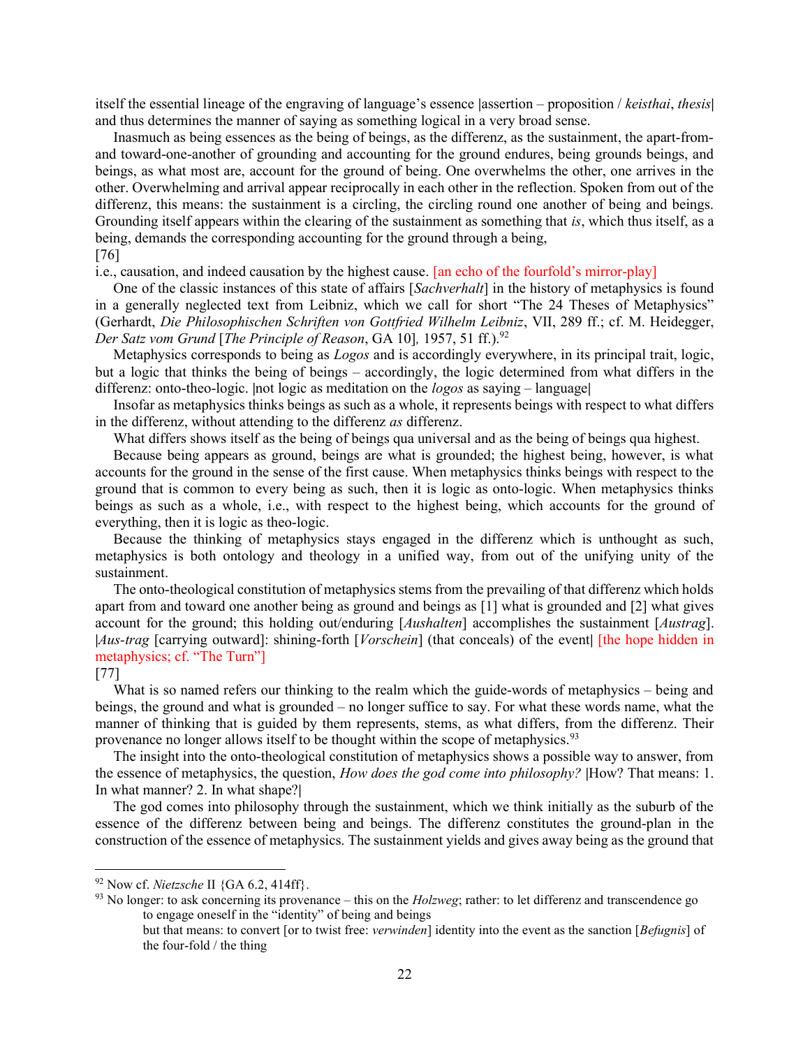itself the essential lineage of the engraving of language's essence |assertion – proposition / *keisthai*, *thesis*| and thus determines the manner of saying as something logical in a very broad sense.

Inasmuch as being essences as the being of beings, as the differenz, as the sustainment, the apart-from-and toward-one-another of grounding and accounting for the ground endures, being grounds beings, and beings, as what most are, account for the ground of being. One overwhelms the other, one arrives in the other. Overwhelming and arrival appear reciprocally in each other in the reflection. Spoken from out of the differenz, this means: the sustainment is a circling, the circling round one another of being and beings. Grounding itself appears within the clearing of the sustainment as something that *is*, which thus itself, as a being, demands the corresponding accounting for the ground through a being,

[76]

i.e., causation, and indeed causation by the highest cause. [an echo of the fourfold's mirror-play]

One of the classic instances of this state of affairs [*Sachverhalt*] in the history of metaphysics is found in a generally neglected text from Leibniz, which we call for short "The 24 Theses of Metaphysics" (Gerhardt, *Die Philosophischen Schriften von Gottfried Wilhelm Leibniz*, VII, 289 ff.; cf. M. Heidegger, *Der Satz vom Grund* [*The Principle of Reason*, GA 10]*,* 1957, 51 ff.).[92]

Metaphysics corresponds to being as *Logos* and is accordingly everywhere, in its principal trait, logic, but a logic that thinks the being of beings – accordingly, the logic determined from what differs in the differenz: onto-theo-logic. |not logic as meditation on the *logos* as saying – language|

Insofar as metaphysics thinks beings as such as a whole, it represents beings with respect to what differs in the differenz, without attending to the differenz *as* differenz.

What differs shows itself as the being of beings qua universal and as the being of beings qua highest.

Because being appears as ground, beings are what is grounded; the highest being, however, is what accounts for the ground in the sense of the first cause. When metaphysics thinks beings with respect to the ground that is common to every being as such, then it is logic as onto-logic. When metaphysics thinks beings as such as a whole, i.e., with respect to the highest being, which accounts for the ground of everything, then it is logic as theo-logic.

Because the thinking of metaphysics stays engaged in the differenz which is unthought as such, metaphysics is both ontology and theology in a unified way, from out of the unifying unity of the sustainment.

The onto-theological constitution of metaphysics stems from the prevailing of that differenz which holds apart from and toward one another being as ground and beings as [1] what is grounded and [2] what gives account for the ground; this holding out/enduring [*Aushalten*] accomplishes the sustainment [*Austrag*]. |*Aus-trag* [carrying outward]: shining-forth [*Vorschein*] (that conceals) of the event| [the hope hidden in metaphysics; cf. "The Turn"]

[77]

What is so named refers our thinking to the realm which the guide-words of metaphysics – being and beings, the ground and what is grounded – no longer suffice to say. For what these words name, what the manner of thinking that is guided by them represents, stems, as what differs, from the differenz. Their provenance no longer allows itself to be thought within the scope of metaphysics.[93]

The insight into the onto-theological constitution of metaphysics shows a possible way to answer, from the essence of metaphysics, the question, *How does the god come into philosophy?* |How? That means: 1. In what manner? 2. In what shape?|

The god comes into philosophy through the sustainment, which we think initially as the suburb of the essence of the differenz between being and beings. The differenz constitutes the ground-plan in the construction of the essence of metaphysics. The sustainment yields and gives away being as the ground that

---

[92] Now cf. *Nietzsche* II {GA 6.2, 414ff}.

[93] No longer: to ask concerning its provenance – this on the *Holzweg*; rather: to let differenz and transcendence go
to engage oneself in the "identity" of being and beings
but that means: to convert [or to twist free: *verwinden*] identity into the event as the sanction [*Befugnis*] of the four-fold / the thing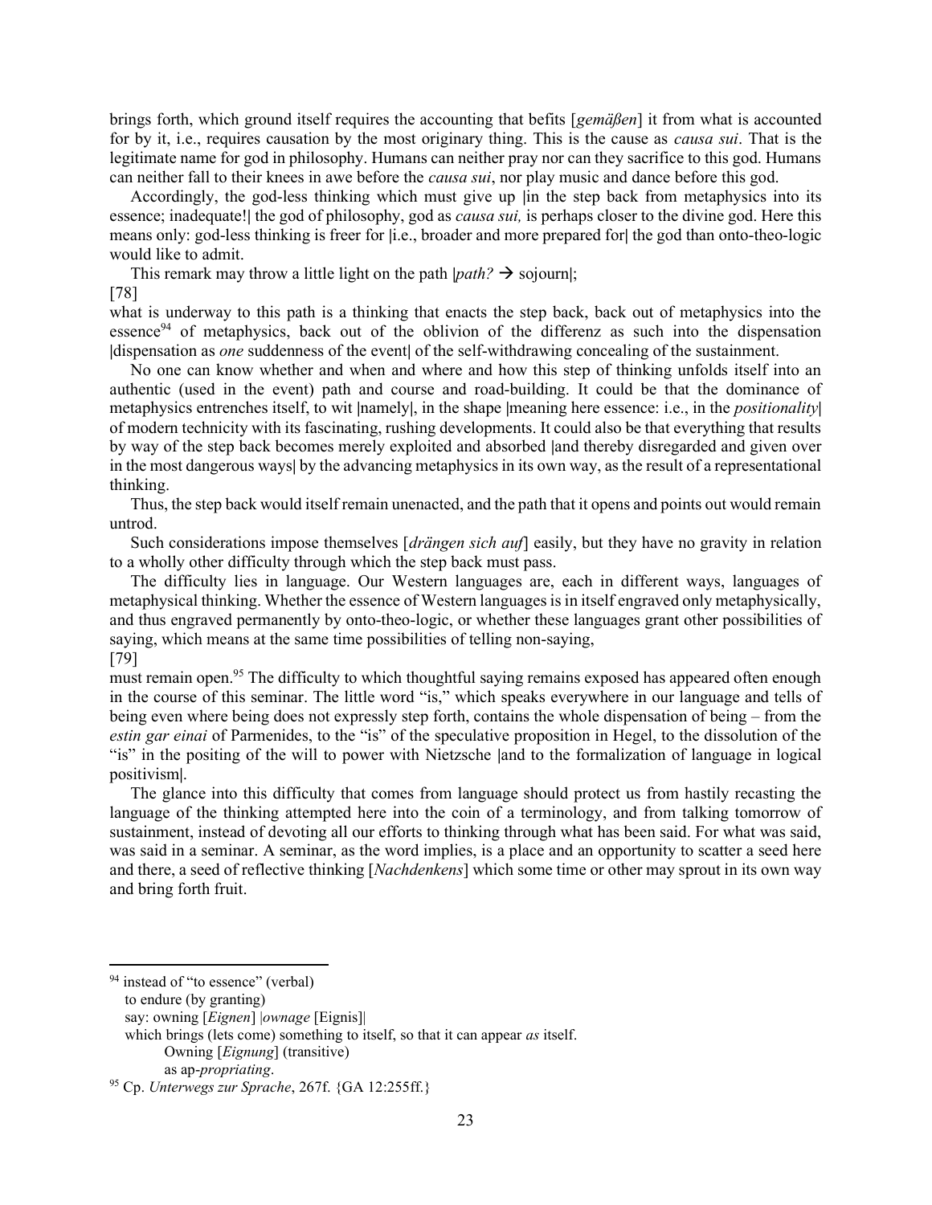brings forth, which ground itself requires the accounting that befits [*gemäßen*] it from what is accounted for by it, i.e., requires causation by the most originary thing. This is the cause as *causa sui*. That is the legitimate name for god in philosophy. Humans can neither pray nor can they sacrifice to this god. Humans can neither fall to their knees in awe before the *causa sui*, nor play music and dance before this god.

Accordingly, the god-less thinking which must give up |in the step back from metaphysics into its essence; inadequate!| the god of philosophy, god as *causa sui,* is perhaps closer to the divine god. Here this means only: god-less thinking is freer for |i.e., broader and more prepared for| the god than onto-theo-logic would like to admit.

This remark may throw a little light on the path |*path?* → sojourn|;

[78]

what is underway to this path is a thinking that enacts the step back, back out of metaphysics into the essence[94] of metaphysics, back out of the oblivion of the differenz as such into the dispensation |dispensation as *one* suddenness of the event| of the self-withdrawing concealing of the sustainment.

No one can know whether and when and where and how this step of thinking unfolds itself into an authentic (used in the event) path and course and road-building. It could be that the dominance of metaphysics entrenches itself, to wit |namely|, in the shape |meaning here essence: i.e., in the *positionality*| of modern technicity with its fascinating, rushing developments. It could also be that everything that results by way of the step back becomes merely exploited and absorbed |and thereby disregarded and given over in the most dangerous ways| by the advancing metaphysics in its own way, as the result of a representational thinking.

Thus, the step back would itself remain unenacted, and the path that it opens and points out would remain untrod.

Such considerations impose themselves [*drängen sich auf*] easily, but they have no gravity in relation to a wholly other difficulty through which the step back must pass.

The difficulty lies in language. Our Western languages are, each in different ways, languages of metaphysical thinking. Whether the essence of Western languages is in itself engraved only metaphysically, and thus engraved permanently by onto-theo-logic, or whether these languages grant other possibilities of saying, which means at the same time possibilities of telling non-saying,

[79]

must remain open.[95] The difficulty to which thoughtful saying remains exposed has appeared often enough in the course of this seminar. The little word "is," which speaks everywhere in our language and tells of being even where being does not expressly step forth, contains the whole dispensation of being – from the *estin gar einai* of Parmenides, to the "is" of the speculative proposition in Hegel, to the dissolution of the "is" in the positing of the will to power with Nietzsche |and to the formalization of language in logical positivism|.

The glance into this difficulty that comes from language should protect us from hastily recasting the language of the thinking attempted here into the coin of a terminology, and from talking tomorrow of sustainment, instead of devoting all our efforts to thinking through what has been said. For what was said, was said in a seminar. A seminar, as the word implies, is a place and an opportunity to scatter a seed here and there, a seed of reflective thinking [*Nachdenkens*] which some time or other may sprout in its own way and bring forth fruit.

---

[94] instead of "to essence" (verbal)
to endure (by granting)
say: owning [*Eignen*] |*ownage* [Eignis]|
which brings (lets come) something to itself, so that it can appear *as* itself.
Owning [*Eignung*] (transitive)
as ap-*propriating*.

[95] Cp. *Unterwegs zur Sprache*, 267f. {GA 12:255ff.}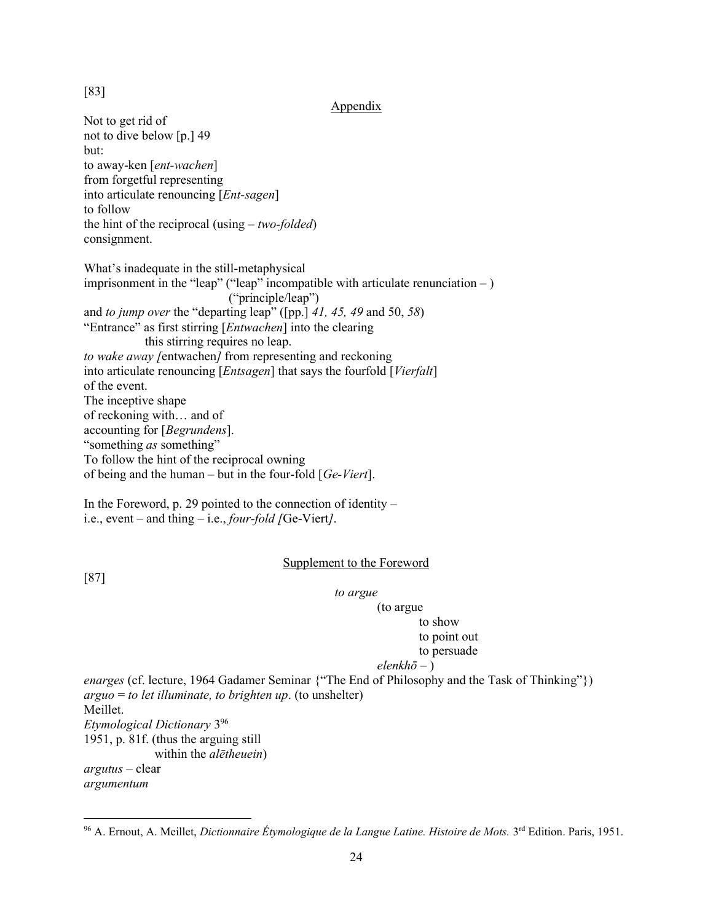[83]

Appendix

Not to get rid of
not to dive below [p.] 49
but:
to away-ken [*ent-wachen*]
from forgetful representing
into articulate renouncing [*Ent-sagen*]
to follow
the hint of the reciprocal (using – *two-folded*)
consignment.

What's inadequate in the still-metaphysical
imprisonment in the "leap" ("leap" incompatible with articulate renunciation – )
("principle/leap")
and *to jump over* the "departing leap" ([pp.] *41, 45, 49* and 50, *58*)
"Entrance" as first stirring [*Entwachen*] into the clearing
this stirring requires no leap.
*to wake away [*entwachen*]* from representing and reckoning
into articulate renouncing [*Entsagen*] that says the fourfold [*Vierfalt*]
of the event.
The inceptive shape
of reckoning with… and of
accounting for [*Begrundens*].
"something *as* something"
To follow the hint of the reciprocal owning
of being and the human – but in the four-fold [*Ge-Viert*].

In the Foreword, p. 29 pointed to the connection of identity –
i.e., event – and thing – i.e., *four-fold [*Ge-Viert*]*.

Supplement to the Foreword

[87]

*to argue*
(to argue
to show
to point out
to persuade
*elenkhō* – )
*enarges* (cf. lecture, 1964 Gadamer Seminar {"The End of Philosophy and the Task of Thinking"})
*arguo* = *to let illuminate, to brighten up*. (to unshelter)
Meillet.
*Etymological Dictionary* 3[96]
1951, p. 81f. (thus the arguing still
within the *alētheuein*)
*argutus* – clear
*argumentum*

[96] A. Ernout, A. Meillet, *Dictionnaire Étymologique de la Langue Latine. Histoire de Mots.* 3rd Edition. Paris, 1951.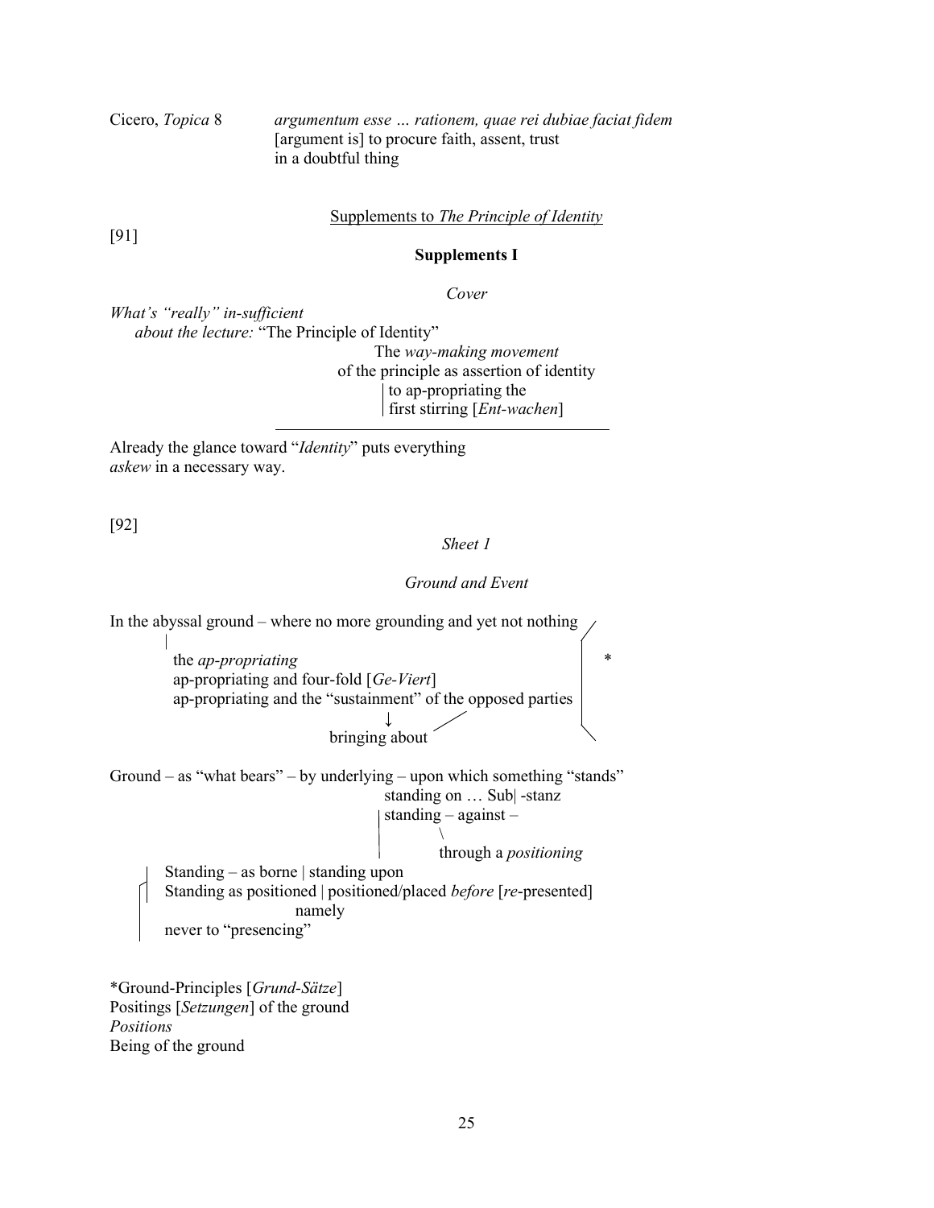Cicero, *Topica* 8 *argumentum esse … rationem, quae rei dubiae faciat fidem*
[argument is] to procure faith, assent, trust
in a doubtful thing

Supplements to *The Principle of Identity*

[91]

**Supplements I**

*Cover*

*What's "really" in-sufficient*
*about the lecture:* "The Principle of Identity"

The *way-making movement*
of the principle as assertion of identity
| to ap-propriating the
| first stirring [*Ent-wachen*]

---

Already the glance toward "*Identity*" puts everything
*askew* in a necessary way.

[92]

*Sheet 1*

*Ground and Event*

In the abyssal ground – where no more grounding and yet not nothing

the *ap-propriating*
ap-propriating and four-fold [*Ge-Viert*]
ap-propriating and the "sustainment" of the opposed parties
↓
bringing about

*

Ground – as "what bears" – by underlying – upon which something "stands"
standing on … Sub| -stanz
standing – against –
through a *positioning*

Standing – as borne | standing upon
Standing as positioned | positioned/placed *before* [*re*-presented]
namely
never to "presencing"

*Ground-Principles [*Grund-Sätze*]
Positings [*Setzungen*] of the ground
*Positions*
Being of the ground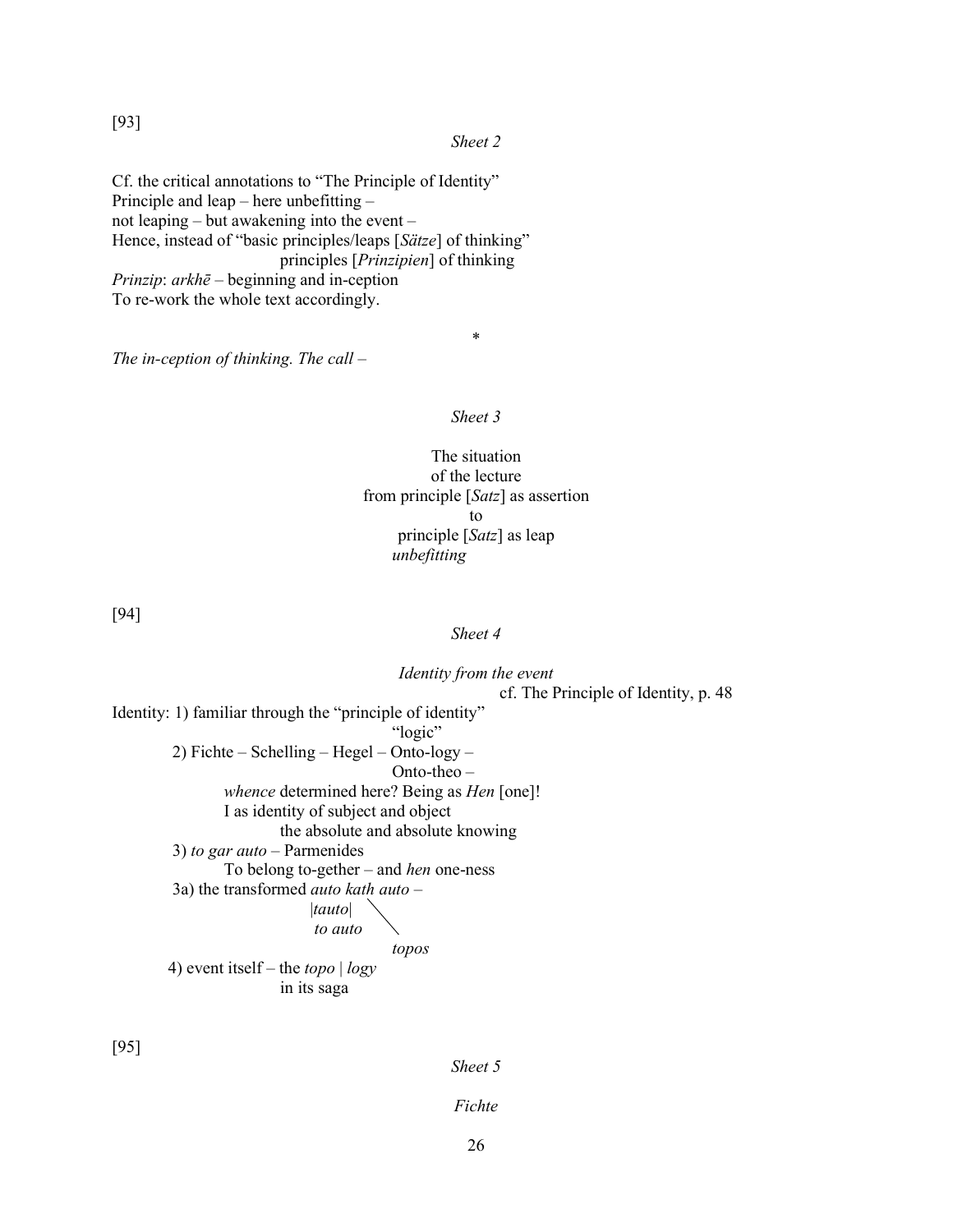[93]

*Sheet 2*

Cf. the critical annotations to "The Principle of Identity"
Principle and leap – here unbefitting –
not leaping – but awakening into the event –
Hence, instead of "basic principles/leaps [*Sätze*] of thinking"
principles [*Prinzipien*] of thinking
*Prinzip*: *arkhē* – beginning and in-ception
To re-work the whole text accordingly.

*

*The in-ception of thinking. The call –*

*Sheet 3*

The situation
of the lecture
from principle [*Satz*] as assertion
to
principle [*Satz*] as leap
*unbefitting*

[94]

*Sheet 4*

*Identity from the event*
cf. The Principle of Identity, p. 48

Identity: 1) familiar through the "principle of identity"
"logic"
2) Fichte – Schelling – Hegel – Onto-logy –
Onto-theo –
*whence* determined here? Being as *Hen* [one]!
I as identity of subject and object
the absolute and absolute knowing
3) *to gar auto* – Parmenides
To belong to-gether – and *hen* one-ness
3a) the transformed *auto kath auto* –
|*tauto*|
*to auto*
*topos*
4) event itself – the *topo* | *logy*
in its saga

[95]

*Sheet 5*

*Fichte*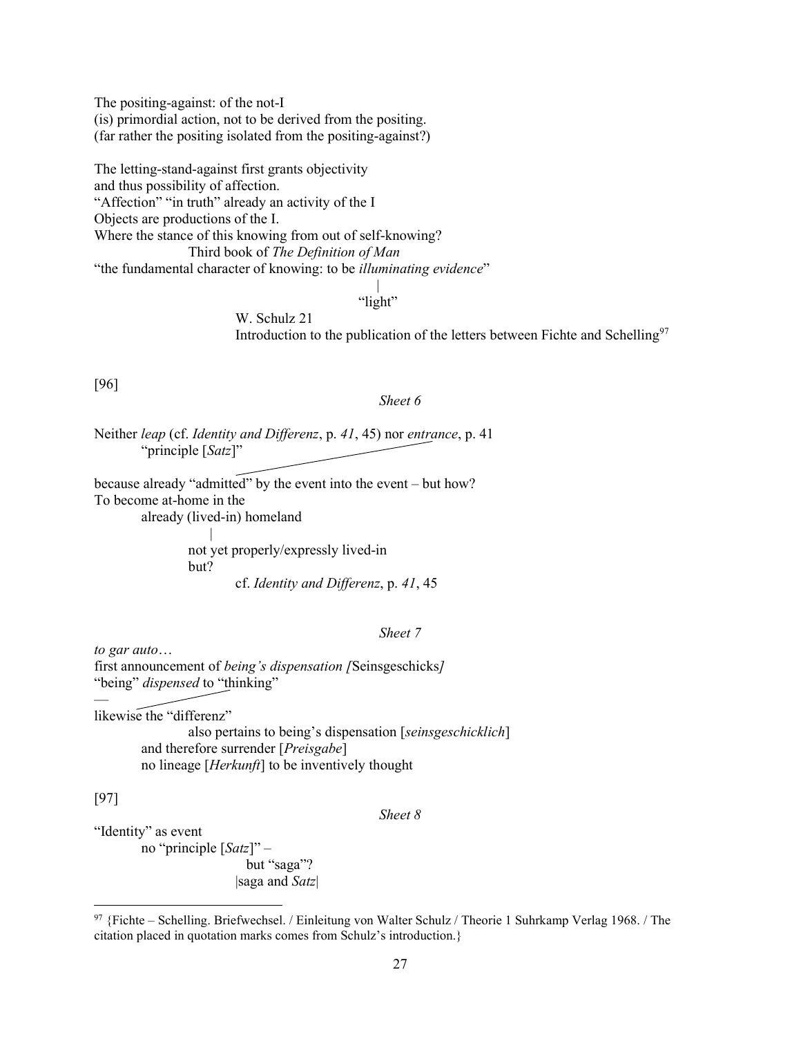The positing-against: of the not-I
(is) primordial action, not to be derived from the positing.
(far rather the positing isolated from the positing-against?)

The letting-stand-against first grants objectivity
and thus possibility of affection.
"Affection" "in truth" already an activity of the I
Objects are productions of the I.
Where the stance of this knowing from out of self-knowing?
Third book of *The Definition of Man*
"the fundamental character of knowing: to be *illuminating evidence*"
|
"light"

W. Schulz 21
Introduction to the publication of the letters between Fichte and Schelling[97]

[96]

*Sheet 6*

Neither *leap* (cf. *Identity and Differenz*, p. *41*, 45) nor *entrance*, p. 41
"principle [*Satz*]"

because already "admitted" by the event into the event – but how?
To become at-home in the
already (lived-in) homeland
|
not yet properly/expressly lived-in
but?
cf. *Identity and Differenz*, p. *41*, 45

*Sheet 7*

*to gar auto*…
first announcement of *being's dispensation [*Seinsgeschicks*]*
"being" *dispensed* to "thinking"
—
likewise the "differenz"
also pertains to being's dispensation [*seinsgeschicklich*]
and therefore surrender [*Preisgabe*]
no lineage [*Herkunft*] to be inventively thought

[97]

*Sheet 8*

"Identity" as event
no "principle [*Satz*]" –
but "saga"?
|saga and *Satz*|

---

[97] {Fichte – Schelling. Briefwechsel. / Einleitung von Walter Schulz / Theorie 1 Suhrkamp Verlag 1968. / The citation placed in quotation marks comes from Schulz's introduction.}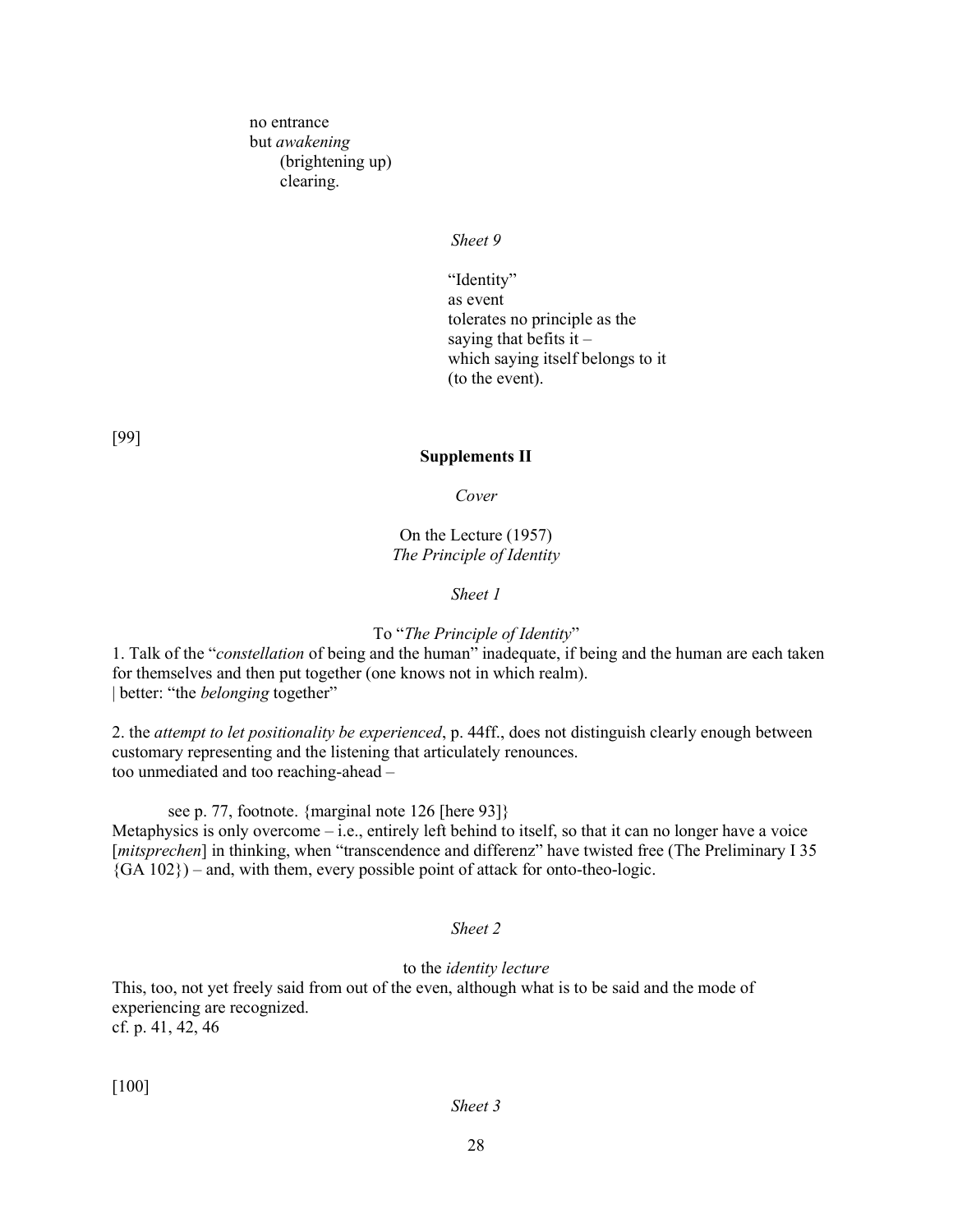no entrance
but *awakening*
(brightening up)
clearing.

*Sheet 9*

"Identity"
as event
tolerates no principle as the
saying that befits it –
which saying itself belongs to it
(to the event).

[99]

**Supplements II**

*Cover*

On the Lecture (1957)
*The Principle of Identity*

*Sheet 1*

To "*The Principle of Identity*"

1. Talk of the "*constellation* of being and the human" inadequate, if being and the human are each taken for themselves and then put together (one knows not in which realm).
| better: "the *belonging* together"

2. the *attempt to let positionality be experienced*, p. 44ff., does not distinguish clearly enough between customary representing and the listening that articulately renounces.
too unmediated and too reaching-ahead –

see p. 77, footnote. {marginal note 126 [here 93]}
Metaphysics is only overcome – i.e., entirely left behind to itself, so that it can no longer have a voice [*mitsprechen*] in thinking, when "transcendence and differenz" have twisted free (The Preliminary I 35 {GA 102}) – and, with them, every possible point of attack for onto-theo-logic.

*Sheet 2*

to the *identity lecture*
This, too, not yet freely said from out of the even, although what is to be said and the mode of experiencing are recognized.
cf. p. 41, 42, 46

[100]

*Sheet 3*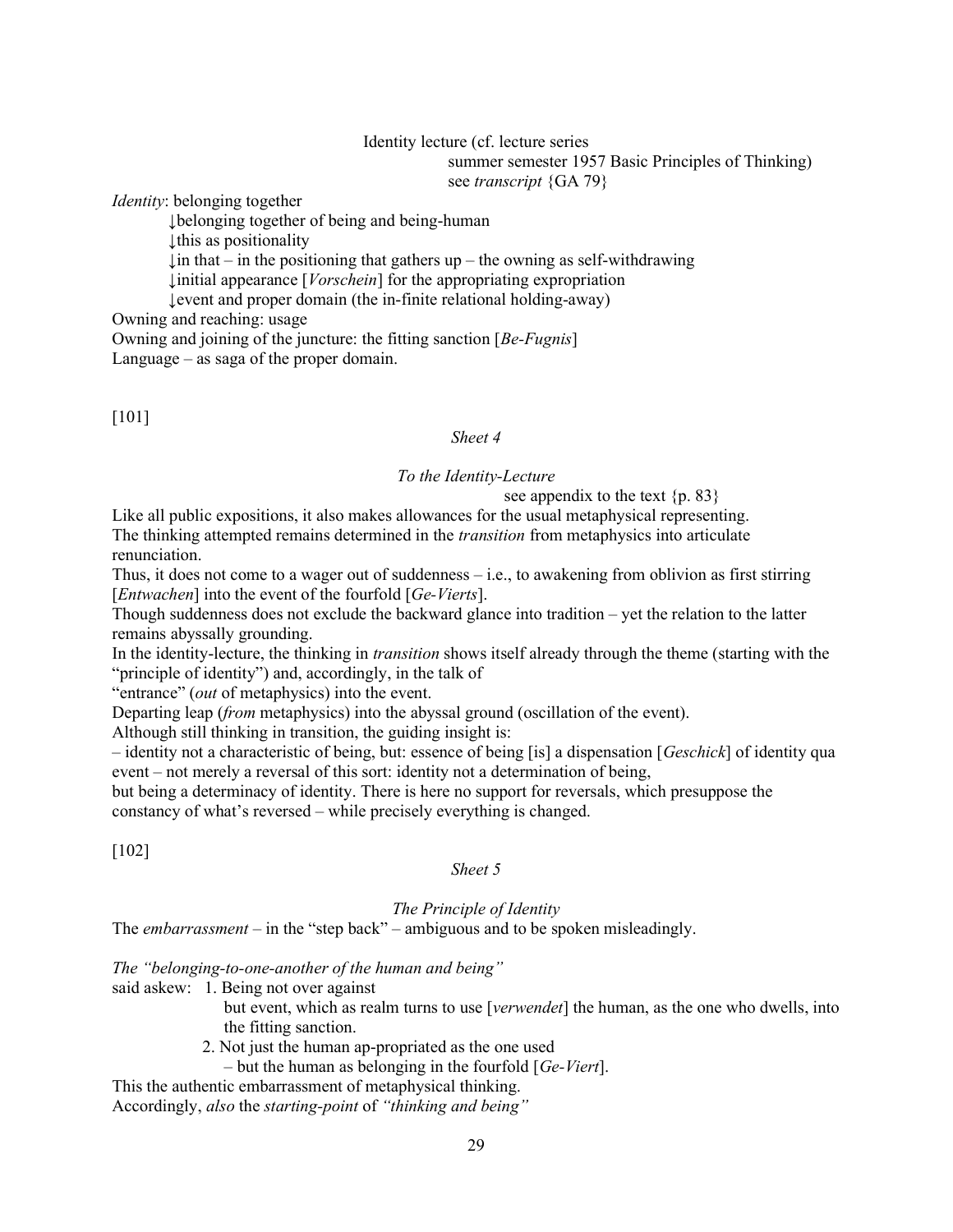Identity lecture (cf. lecture series
summer semester 1957 Basic Principles of Thinking)
see *transcript* {GA 79}

*Identity*: belonging together

↓belonging together of being and being-human

↓this as positionality

↓in that – in the positioning that gathers up – the owning as self-withdrawing

↓initial appearance [*Vorschein*] for the appropriating expropriation

↓event and proper domain (the in-finite relational holding-away)

Owning and reaching: usage

Owning and joining of the juncture: the fitting sanction [*Be-Fugnis*]

Language – as saga of the proper domain.

[101]

*Sheet 4*

*To the Identity-Lecture*

see appendix to the text {p. 83}

Like all public expositions, it also makes allowances for the usual metaphysical representing.
The thinking attempted remains determined in the *transition* from metaphysics into articulate renunciation.

Thus, it does not come to a wager out of suddenness – i.e., to awakening from oblivion as first stirring [*Entwachen*] into the event of the fourfold [*Ge-Vierts*].

Though suddenness does not exclude the backward glance into tradition – yet the relation to the latter remains abyssally grounding.

In the identity-lecture, the thinking in *transition* shows itself already through the theme (starting with the "principle of identity") and, accordingly, in the talk of
"entrance" (*out* of metaphysics) into the event.

Departing leap (*from* metaphysics) into the abyssal ground (oscillation of the event).

Although still thinking in transition, the guiding insight is:

– identity not a characteristic of being, but: essence of being [is] a dispensation [*Geschick*] of identity qua event – not merely a reversal of this sort: identity not a determination of being,
but being a determinacy of identity. There is here no support for reversals, which presuppose the constancy of what's reversed – while precisely everything is changed.

[102]

*Sheet 5*

*The Principle of Identity*

The *embarrassment* – in the "step back" – ambiguous and to be spoken misleadingly.

*The "belonging-to-one-another of the human and being"*

said askew:
1. Being not over against
   but event, which as realm turns to use [*verwendet*] the human, as the one who dwells, into the fitting sanction.
2. Not just the human ap-propriated as the one used
   – but the human as belonging in the fourfold [*Ge-Viert*].

This the authentic embarrassment of metaphysical thinking.

Accordingly, *also* the *starting-point* of *"thinking and being"*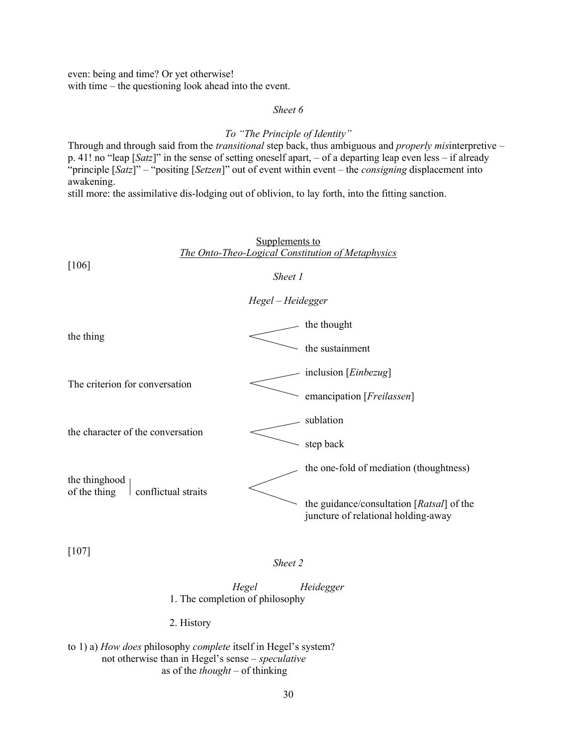even: being and time? Or yet otherwise!
with time – the questioning look ahead into the event.

*Sheet 6*

*To "The Principle of Identity"*

Through and through said from the *transitional* step back, thus ambiguous and *properly mis*interpretive – p. 41! no "leap [*Satz*]" in the sense of setting oneself apart, – of a departing leap even less – if already "principle [*Satz*]" – "positing [*Setzen*]" out of event within event – the *consigning* displacement into awakening.
still more: the assimilative dis-lodging out of oblivion, to lay forth, into the fitting sanction.

## Supplements to *The Onto-Theo-Logical Constitution of Metaphysics*

[106]

*Sheet 1*

*Hegel – Heidegger*

| | Hegel | Heidegger |
|---|---|---|
| the thing | the thought | the sustainment |
| The criterion for conversation | inclusion [*Einbezug*] | emancipation [*Freilassen*] |
| the character of the conversation | sublation | step back |
| the thinghood of the thing \| conflictual straits | the one-fold of mediation (thoughtness) | the guidance/consultation [*Ratsal*] of the juncture of relational holding-away |

[107]

*Sheet 2*

*Hegel* *Heidegger*

1. The completion of philosophy

2. History

to 1) a) *How does* philosophy *complete* itself in Hegel's system?
not otherwise than in Hegel's sense – *speculative*
as of the *thought* – of thinking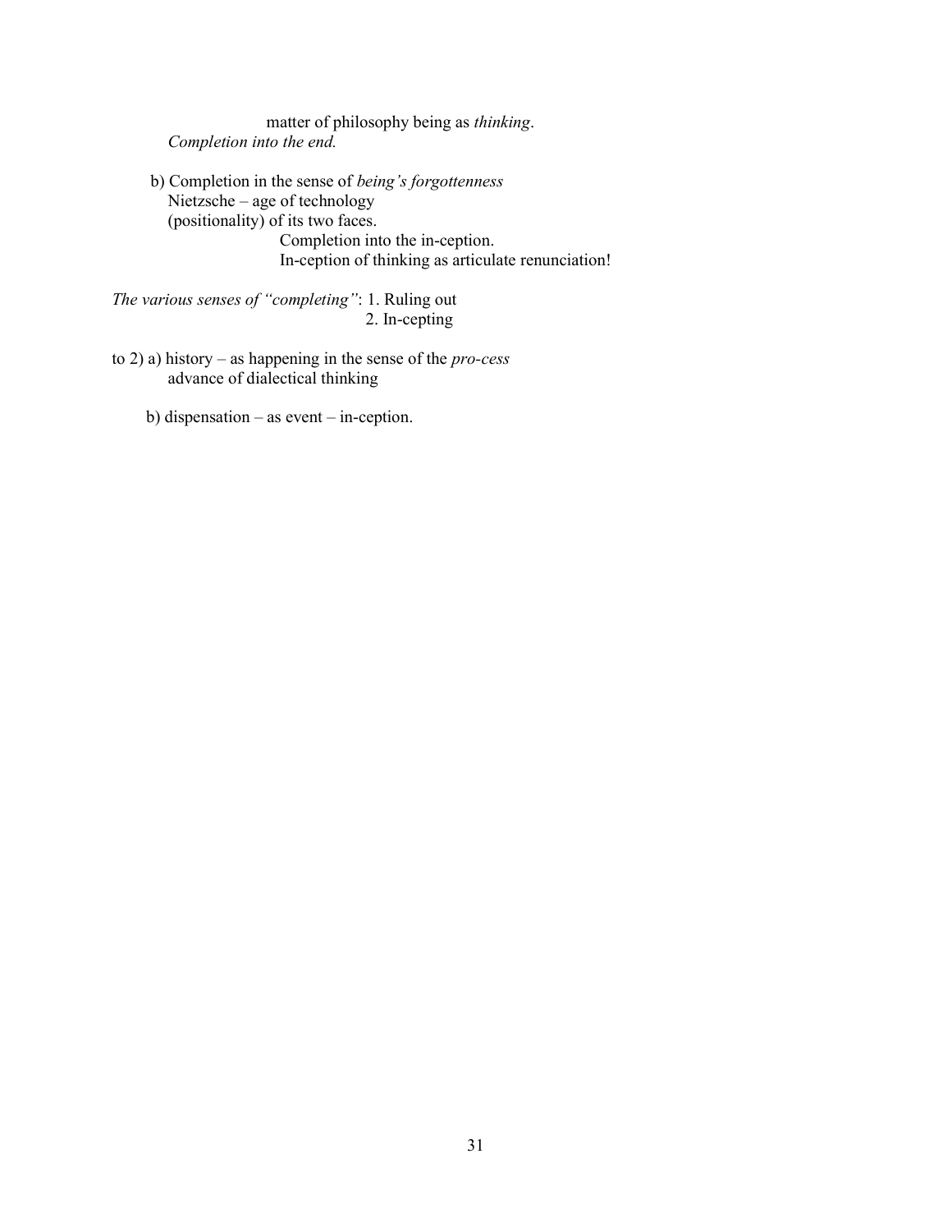matter of philosophy being as *thinking*.
*Completion into the end.*

b) Completion in the sense of *being's forgottenness*
Nietzsche – age of technology
(positionality) of its two faces.
Completion into the in-ception.
In-ception of thinking as articulate renunciation!

*The various senses of "completing"*: 1. Ruling out
2. In-cepting

to 2) a) history – as happening in the sense of the *pro-cess*
advance of dialectical thinking

b) dispensation – as event – in-ception.